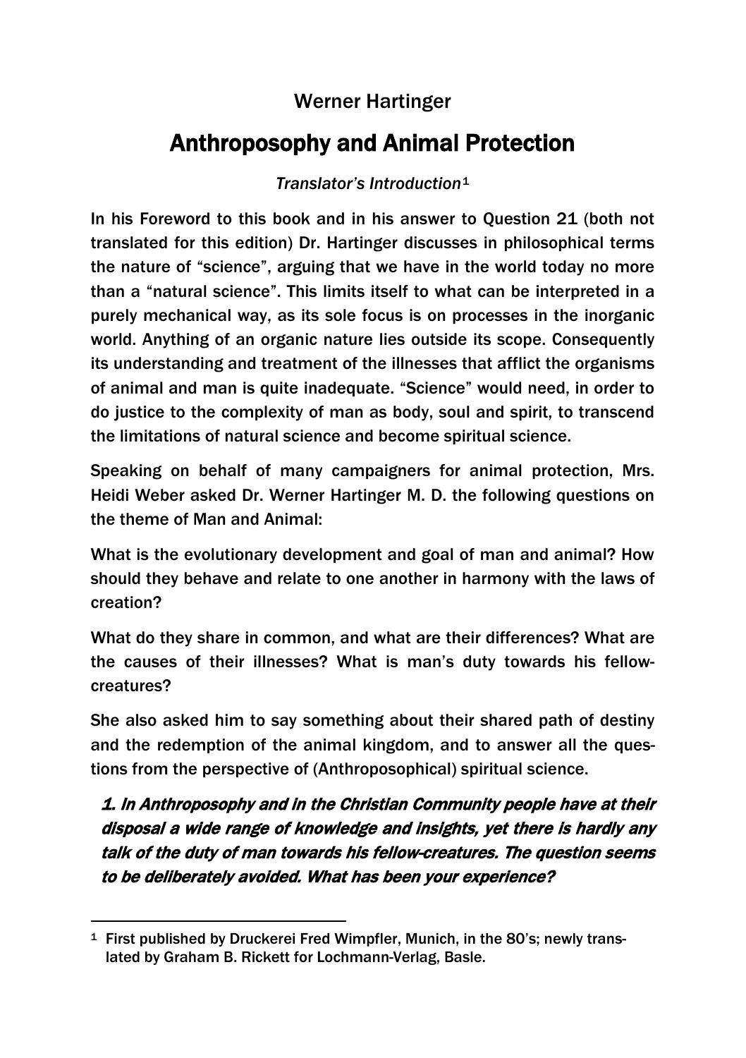Werner Hartinger

# Anthropsophy and Animal Protection

*Translator's Introduction*[1]

In his Foreword to this book and in his answer to Question 21 (both not translated for this edition) Dr. Hartinger discusses in philosophical terms the nature of "science", arguing that we have in the world today no more than a "natural science". This limits itself to what can be interpreted in a purely mechanical way, as its sole focus is on processes in the inorganic world. Anything of an organic nature lies outside its scope. Consequently its understanding and treatment of the illnesses that afflict the organisms of animal and man is quite inadequate. "Science" would need, in order to do justice to the complexity of man as body, soul and spirit, to transcend the limitations of natural science and become spiritual science.

Speaking on behalf of many campaigners for animal protection, Mrs. Heidi Weber asked Dr. Werner Hartinger M. D. the following questions on the theme of Man and Animal:

What is the evolutionary development and goal of man and animal? How should they behave and relate to one another in harmony with the laws of creation?

What do they share in common, and what are their differences? What are the causes of their illnesses? What is man's duty towards his fellow-creatures?

She also asked him to say something about their shared path of destiny and the redemption of the animal kingdom, and to answer all the questions from the perspective of (Anthroposophical) spiritual science.

***1. In Anthroposophy and in the Christian Community people have at their disposal a wide range of knowledge and insights, yet there is hardly any talk of the duty of man towards his fellow-creatures. The question seems to be deliberately avoided. What has been your experience?***

---

[1] First published by Druckerei Fred Wimpfler, Munich, in the 80's; newly translated by Graham B. Rickett for Lochmann-Verlag, Basle.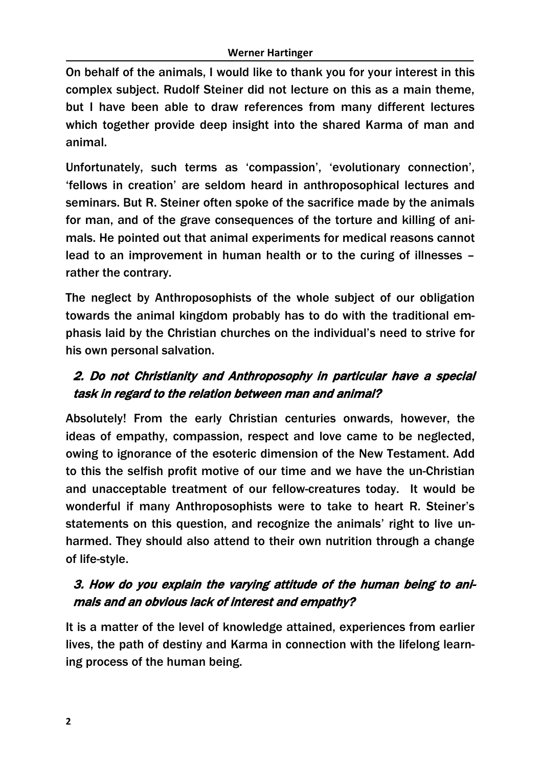On behalf of the animals, I would like to thank you for your interest in this complex subject. Rudolf Steiner did not lecture on this as a main theme, but I have been able to draw references from many different lectures which together provide deep insight into the shared Karma of man and animal.

Unfortunately, such terms as 'compassion', 'evolutionary connection', 'fellows in creation' are seldom heard in anthroposophical lectures and seminars. But R. Steiner often spoke of the sacrifice made by the animals for man, and of the grave consequences of the torture and killing of animals. He pointed out that animal experiments for medical reasons cannot lead to an improvement in human health or to the curing of illnesses – rather the contrary.

The neglect by Anthroposophists of the whole subject of our obligation towards the animal kingdom probably has to do with the traditional emphasis laid by the Christian churches on the individual's need to strive for his own personal salvation.

### *2. Do not Christianity and Anthroposophy in particular have a special task in regard to the relation between man and animal?*

Absolutely! From the early Christian centuries onwards, however, the ideas of empathy, compassion, respect and love came to be neglected, owing to ignorance of the esoteric dimension of the New Testament. Add to this the selfish profit motive of our time and we have the un-Christian and unacceptable treatment of our fellow-creatures today. It would be wonderful if many Anthroposophists were to take to heart R. Steiner's statements on this question, and recognize the animals' right to live unharmed. They should also attend to their own nutrition through a change of life-style.

### *3. How do you explain the varying attitude of the human being to animals and an obvious lack of interest and empathy?*

It is a matter of the level of knowledge attained, experiences from earlier lives, the path of destiny and Karma in connection with the lifelong learning process of the human being.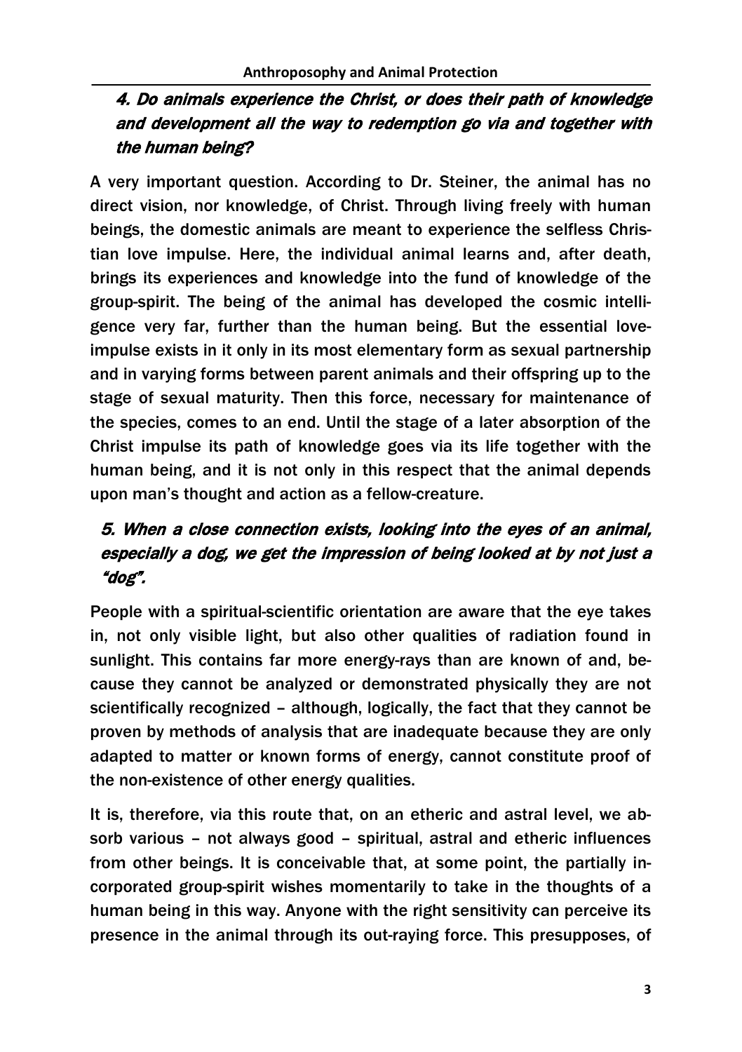## *4. Do animals experience the Christ, or does their path of knowledge and development all the way to redemption go via and together with the human being?*

A very important question. According to Dr. Steiner, the animal has no direct vision, nor knowledge, of Christ. Through living freely with human beings, the domestic animals are meant to experience the selfless Christian love impulse. Here, the individual animal learns and, after death, brings its experiences and knowledge into the fund of knowledge of the group-spirit. The being of the animal has developed the cosmic intelligence very far, further than the human being. But the essential love-impulse exists in it only in its most elementary form as sexual partnership and in varying forms between parent animals and their offspring up to the stage of sexual maturity. Then this force, necessary for maintenance of the species, comes to an end. Until the stage of a later absorption of the Christ impulse its path of knowledge goes via its life together with the human being, and it is not only in this respect that the animal depends upon man's thought and action as a fellow-creature.

## *5. When a close connection exists, looking into the eyes of an animal, especially a dog, we get the impression of being looked at by not just a "dog".*

People with a spiritual-scientific orientation are aware that the eye takes in, not only visible light, but also other qualities of radiation found in sunlight. This contains far more energy-rays than are known of and, because they cannot be analyzed or demonstrated physically they are not scientifically recognized – although, logically, the fact that they cannot be proven by methods of analysis that are inadequate because they are only adapted to matter or known forms of energy, cannot constitute proof of the non-existence of other energy qualities.

It is, therefore, via this route that, on an etheric and astral level, we absorb various – not always good – spiritual, astral and etheric influences from other beings. It is conceivable that, at some point, the partially incorporated group-spirit wishes momentarily to take in the thoughts of a human being in this way. Anyone with the right sensitivity can perceive its presence in the animal through its out-raying force. This presupposes, of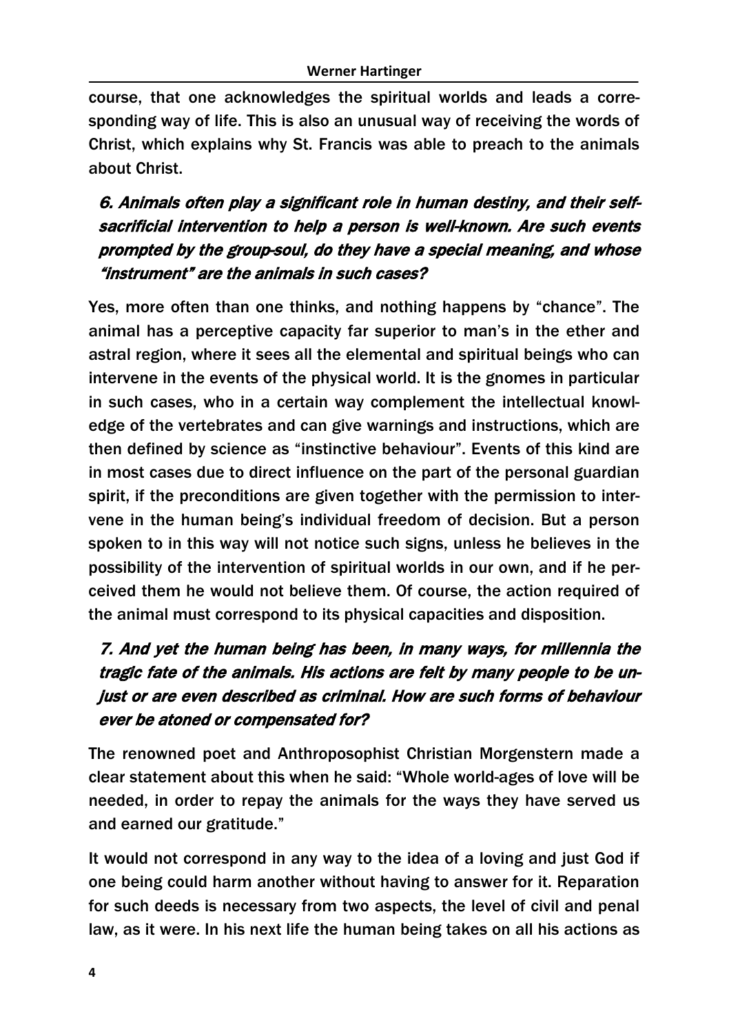course, that one acknowledges the spiritual worlds and leads a corresponding way of life. This is also an unusual way of receiving the words of Christ, which explains why St. Francis was able to preach to the animals about Christ.

### *6. Animals often play a significant role in human destiny, and their self-sacrificial intervention to help a person is well-known. Are such events prompted by the group-soul, do they have a special meaning, and whose "instrument" are the animals in such cases?*

Yes, more often than one thinks, and nothing happens by "chance". The animal has a perceptive capacity far superior to man's in the ether and astral region, where it sees all the elemental and spiritual beings who can intervene in the events of the physical world. It is the gnomes in particular in such cases, who in a certain way complement the intellectual knowledge of the vertebrates and can give warnings and instructions, which are then defined by science as "instinctive behaviour". Events of this kind are in most cases due to direct influence on the part of the personal guardian spirit, if the preconditions are given together with the permission to intervene in the human being's individual freedom of decision. But a person spoken to in this way will not notice such signs, unless he believes in the possibility of the intervention of spiritual worlds in our own, and if he perceived them he would not believe them. Of course, the action required of the animal must correspond to its physical capacities and disposition.

### *7. And yet the human being has been, in many ways, for millennia the tragic fate of the animals. His actions are felt by many people to be unjust or are even described as criminal. How are such forms of behaviour ever be atoned or compensated for?*

The renowned poet and Anthroposophist Christian Morgenstern made a clear statement about this when he said: "Whole world-ages of love will be needed, in order to repay the animals for the ways they have served us and earned our gratitude."

It would not correspond in any way to the idea of a loving and just God if one being could harm another without having to answer for it. Reparation for such deeds is necessary from two aspects, the level of civil and penal law, as it were. In his next life the human being takes on all his actions as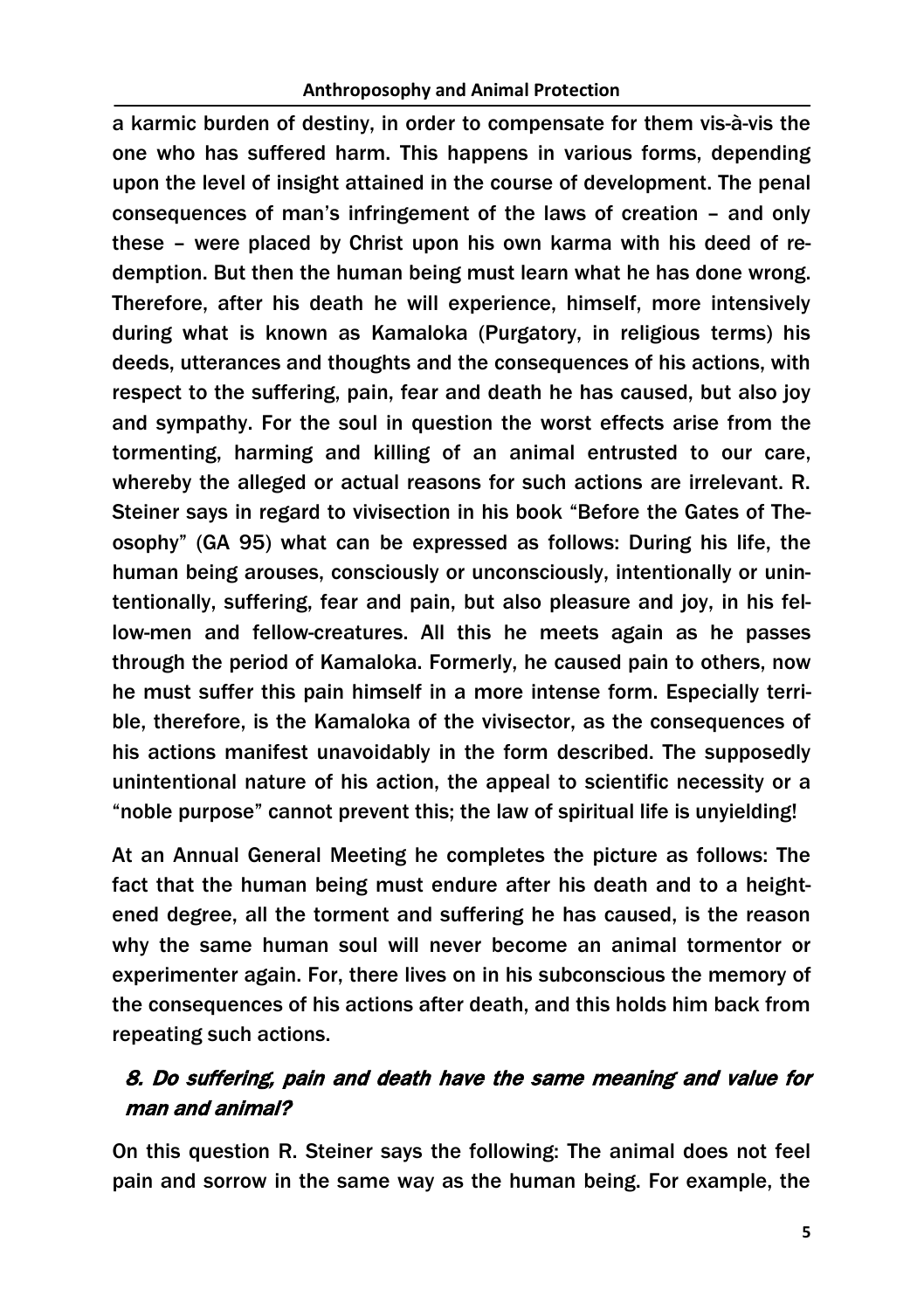a karmic burden of destiny, in order to compensate for them vis-à-vis the one who has suffered harm. This happens in various forms, depending upon the level of insight attained in the course of development. The penal consequences of man's infringement of the laws of creation – and only these – were placed by Christ upon his own karma with his deed of redemption. But then the human being must learn what he has done wrong. Therefore, after his death he will experience, himself, more intensively during what is known as Kamaloka (Purgatory, in religious terms) his deeds, utterances and thoughts and the consequences of his actions, with respect to the suffering, pain, fear and death he has caused, but also joy and sympathy. For the soul in question the worst effects arise from the tormenting, harming and killing of an animal entrusted to our care, whereby the alleged or actual reasons for such actions are irrelevant. R. Steiner says in regard to vivisection in his book "Before the Gates of Theosophy" (GA 95) what can be expressed as follows: During his life, the human being arouses, consciously or unconsciously, intentionally or unintentionally, suffering, fear and pain, but also pleasure and joy, in his fellow-men and fellow-creatures. All this he meets again as he passes through the period of Kamaloka. Formerly, he caused pain to others, now he must suffer this pain himself in a more intense form. Especially terrible, therefore, is the Kamaloka of the vivisector, as the consequences of his actions manifest unavoidably in the form described. The supposedly unintentional nature of his action, the appeal to scientific necessity or a "noble purpose" cannot prevent this; the law of spiritual life is unyielding!

At an Annual General Meeting he completes the picture as follows: The fact that the human being must endure after his death and to a heightened degree, all the torment and suffering he has caused, is the reason why the same human soul will never become an animal tormentor or experimenter again. For, there lives on in his subconscious the memory of the consequences of his actions after death, and this holds him back from repeating such actions.

## *8. Do suffering, pain and death have the same meaning and value for man and animal?*

On this question R. Steiner says the following: The animal does not feel pain and sorrow in the same way as the human being. For example, the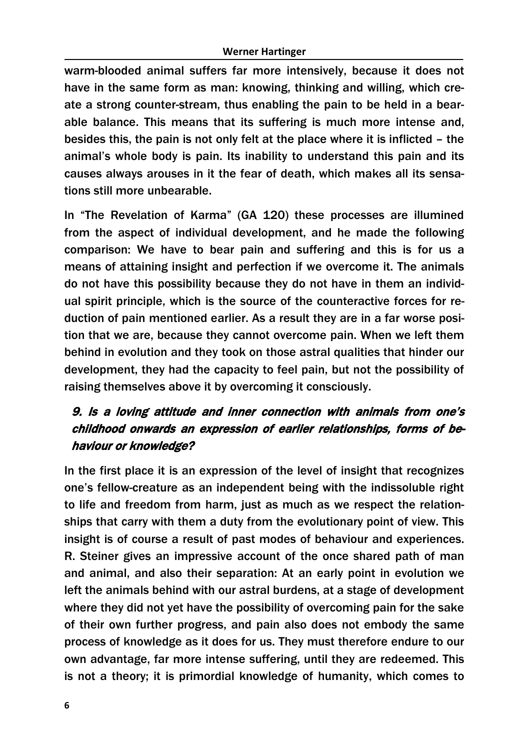warm-blooded animal suffers far more intensively, because it does not have in the same form as man: knowing, thinking and willing, which create a strong counter-stream, thus enabling the pain to be held in a bearable balance. This means that its suffering is much more intense and, besides this, the pain is not only felt at the place where it is inflicted – the animal's whole body is pain. Its inability to understand this pain and its causes always arouses in it the fear of death, which makes all its sensations still more unbearable.

In "The Revelation of Karma" (GA 120) these processes are illumined from the aspect of individual development, and he made the following comparison: We have to bear pain and suffering and this is for us a means of attaining insight and perfection if we overcome it. The animals do not have this possibility because they do not have in them an individual spirit principle, which is the source of the counteractive forces for reduction of pain mentioned earlier. As a result they are in a far worse position that we are, because they cannot overcome pain. When we left them behind in evolution and they took on those astral qualities that hinder our development, they had the capacity to feel pain, but not the possibility of raising themselves above it by overcoming it consciously.

### *9. Is a loving attitude and inner connection with animals from one's childhood onwards an expression of earlier relationships, forms of behaviour or knowledge?*

In the first place it is an expression of the level of insight that recognizes one's fellow-creature as an independent being with the indissoluble right to life and freedom from harm, just as much as we respect the relationships that carry with them a duty from the evolutionary point of view. This insight is of course a result of past modes of behaviour and experiences. R. Steiner gives an impressive account of the once shared path of man and animal, and also their separation: At an early point in evolution we left the animals behind with our astral burdens, at a stage of development where they did not yet have the possibility of overcoming pain for the sake of their own further progress, and pain also does not embody the same process of knowledge as it does for us. They must therefore endure to our own advantage, far more intense suffering, until they are redeemed. This is not a theory; it is primordial knowledge of humanity, which comes to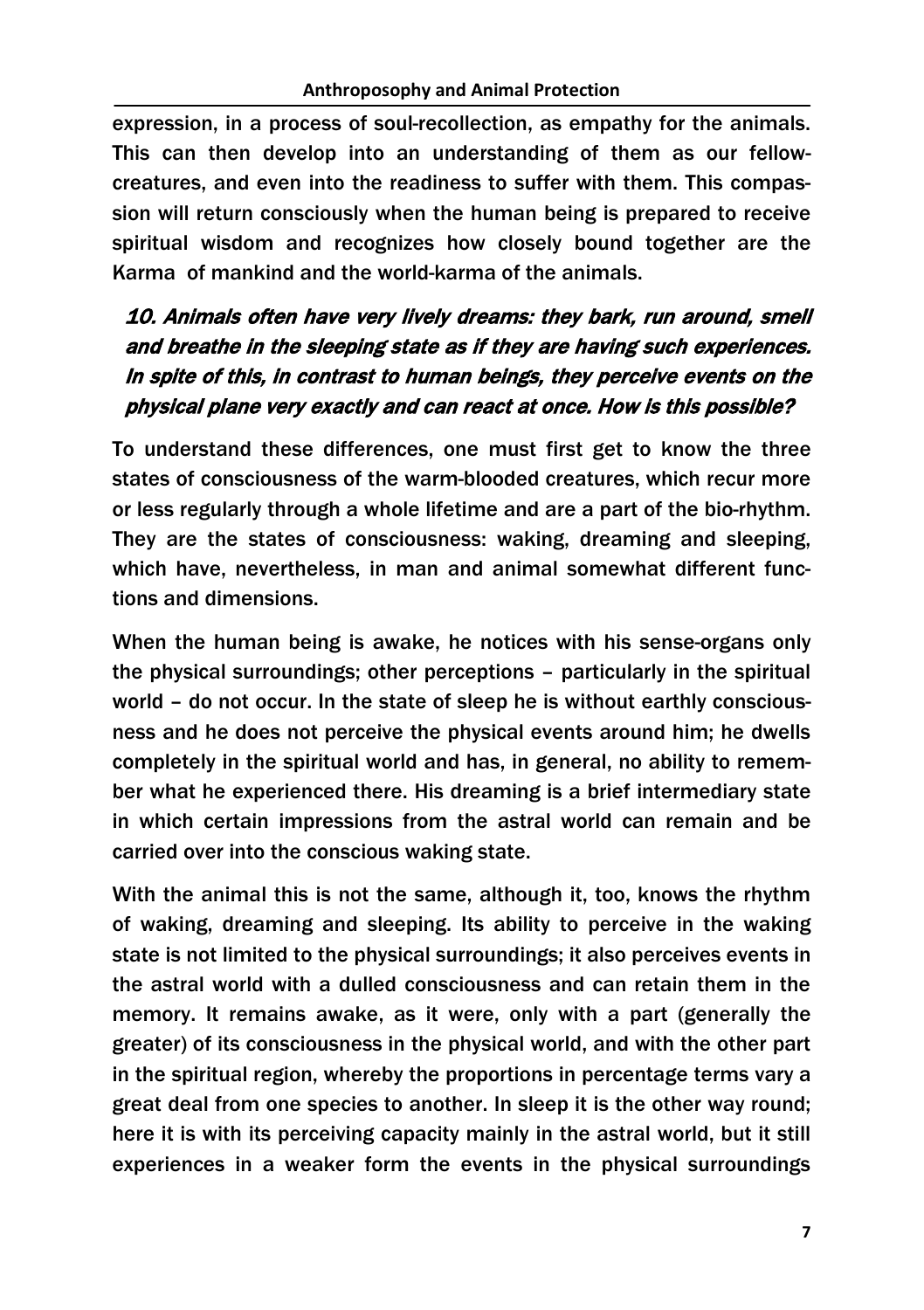expression, in a process of soul-recollection, as empathy for the animals. This can then develop into an understanding of them as our fellow-creatures, and even into the readiness to suffer with them. This compassion will return consciously when the human being is prepared to receive spiritual wisdom and recognizes how closely bound together are the Karma of mankind and the world-karma of the animals.

### *10. Animals often have very lively dreams: they bark, run around, smell and breathe in the sleeping state as if they are having such experiences. In spite of this, in contrast to human beings, they perceive events on the physical plane very exactly and can react at once. How is this possible?*

To understand these differences, one must first get to know the three states of consciousness of the warm-blooded creatures, which recur more or less regularly through a whole lifetime and are a part of the bio-rhythm. They are the states of consciousness: waking, dreaming and sleeping, which have, nevertheless, in man and animal somewhat different functions and dimensions.

When the human being is awake, he notices with his sense-organs only the physical surroundings; other perceptions – particularly in the spiritual world – do not occur. In the state of sleep he is without earthly consciousness and he does not perceive the physical events around him; he dwells completely in the spiritual world and has, in general, no ability to remember what he experienced there. His dreaming is a brief intermediary state in which certain impressions from the astral world can remain and be carried over into the conscious waking state.

With the animal this is not the same, although it, too, knows the rhythm of waking, dreaming and sleeping. Its ability to perceive in the waking state is not limited to the physical surroundings; it also perceives events in the astral world with a dulled consciousness and can retain them in the memory. It remains awake, as it were, only with a part (generally the greater) of its consciousness in the physical world, and with the other part in the spiritual region, whereby the proportions in percentage terms vary a great deal from one species to another. In sleep it is the other way round; here it is with its perceiving capacity mainly in the astral world, but it still experiences in a weaker form the events in the physical surroundings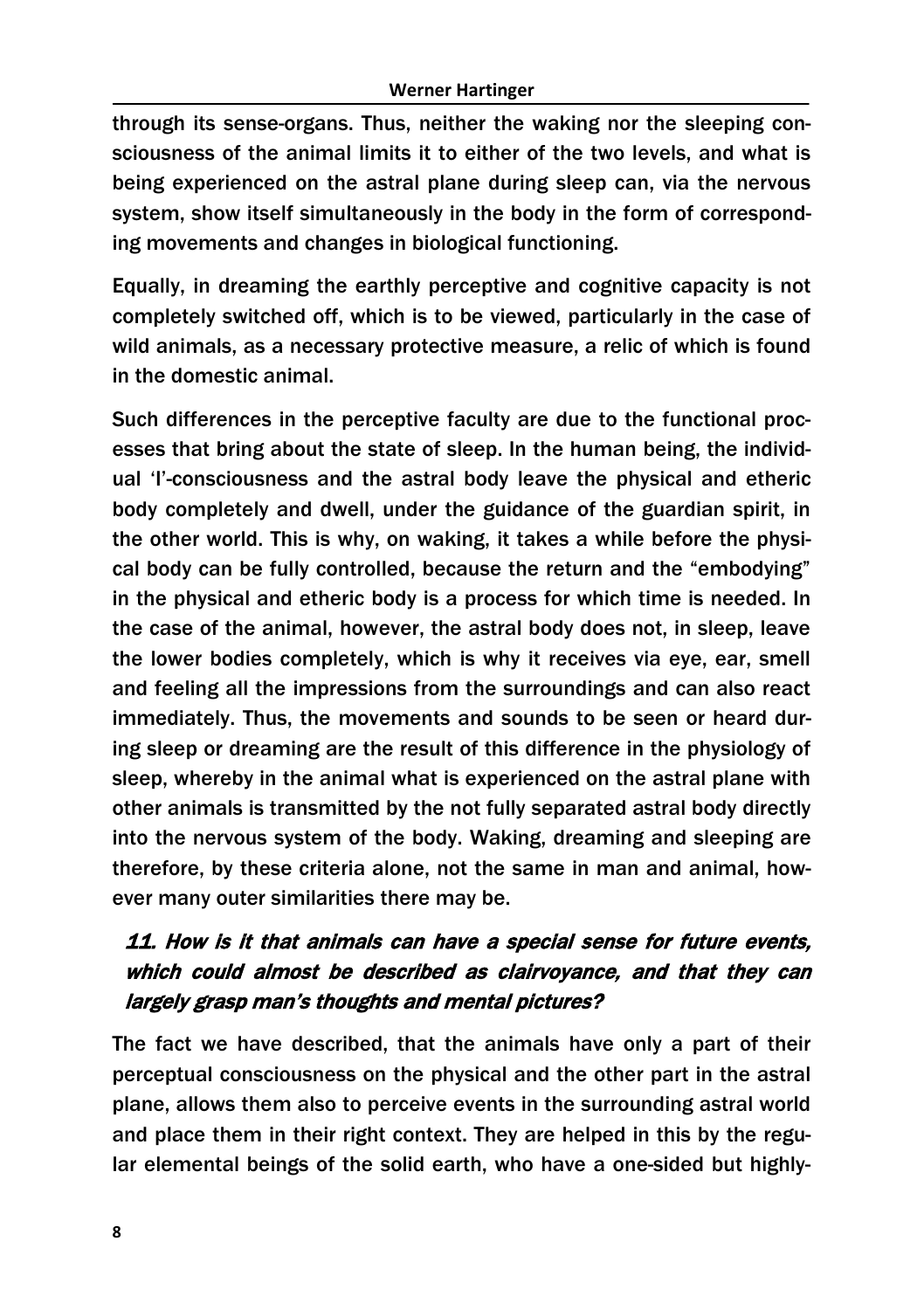through its sense-organs. Thus, neither the waking nor the sleeping consciousness of the animal limits it to either of the two levels, and what is being experienced on the astral plane during sleep can, via the nervous system, show itself simultaneously in the body in the form of corresponding movements and changes in biological functioning.

Equally, in dreaming the earthly perceptive and cognitive capacity is not completely switched off, which is to be viewed, particularly in the case of wild animals, as a necessary protective measure, a relic of which is found in the domestic animal.

Such differences in the perceptive faculty are due to the functional processes that bring about the state of sleep. In the human being, the individual 'I'-consciousness and the astral body leave the physical and etheric body completely and dwell, under the guidance of the guardian spirit, in the other world. This is why, on waking, it takes a while before the physical body can be fully controlled, because the return and the "embodying" in the physical and etheric body is a process for which time is needed. In the case of the animal, however, the astral body does not, in sleep, leave the lower bodies completely, which is why it receives via eye, ear, smell and feeling all the impressions from the surroundings and can also react immediately. Thus, the movements and sounds to be seen or heard during sleep or dreaming are the result of this difference in the physiology of sleep, whereby in the animal what is experienced on the astral plane with other animals is transmitted by the not fully separated astral body directly into the nervous system of the body. Waking, dreaming and sleeping are therefore, by these criteria alone, not the same in man and animal, however many outer similarities there may be.

### *11. How is it that animals can have a special sense for future events, which could almost be described as clairvoyance, and that they can largely grasp man's thoughts and mental pictures?*

The fact we have described, that the animals have only a part of their perceptual consciousness on the physical and the other part in the astral plane, allows them also to perceive events in the surrounding astral world and place them in their right context. They are helped in this by the regular elemental beings of the solid earth, who have a one-sided but highly-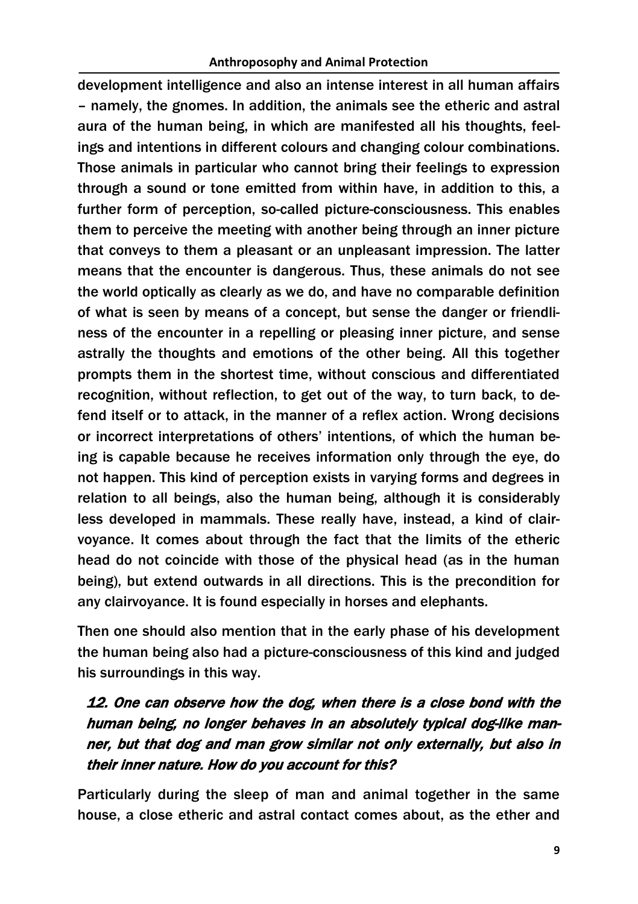development intelligence and also an intense interest in all human affairs – namely, the gnomes. In addition, the animals see the etheric and astral aura of the human being, in which are manifested all his thoughts, feelings and intentions in different colours and changing colour combinations. Those animals in particular who cannot bring their feelings to expression through a sound or tone emitted from within have, in addition to this, a further form of perception, so-called picture-consciousness. This enables them to perceive the meeting with another being through an inner picture that conveys to them a pleasant or an unpleasant impression. The latter means that the encounter is dangerous. Thus, these animals do not see the world optically as clearly as we do, and have no comparable definition of what is seen by means of a concept, but sense the danger or friendliness of the encounter in a repelling or pleasing inner picture, and sense astrally the thoughts and emotions of the other being. All this together prompts them in the shortest time, without conscious and differentiated recognition, without reflection, to get out of the way, to turn back, to defend itself or to attack, in the manner of a reflex action. Wrong decisions or incorrect interpretations of others' intentions, of which the human being is capable because he receives information only through the eye, do not happen. This kind of perception exists in varying forms and degrees in relation to all beings, also the human being, although it is considerably less developed in mammals. These really have, instead, a kind of clairvoyance. It comes about through the fact that the limits of the etheric head do not coincide with those of the physical head (as in the human being), but extend outwards in all directions. This is the precondition for any clairvoyance. It is found especially in horses and elephants.

Then one should also mention that in the early phase of his development the human being also had a picture-consciousness of this kind and judged his surroundings in this way.

***12. One can observe how the dog, when there is a close bond with the human being, no longer behaves in an absolutely typical dog-like manner, but that dog and man grow similar not only externally, but also in their inner nature. How do you account for this?***

Particularly during the sleep of man and animal together in the same house, a close etheric and astral contact comes about, as the ether and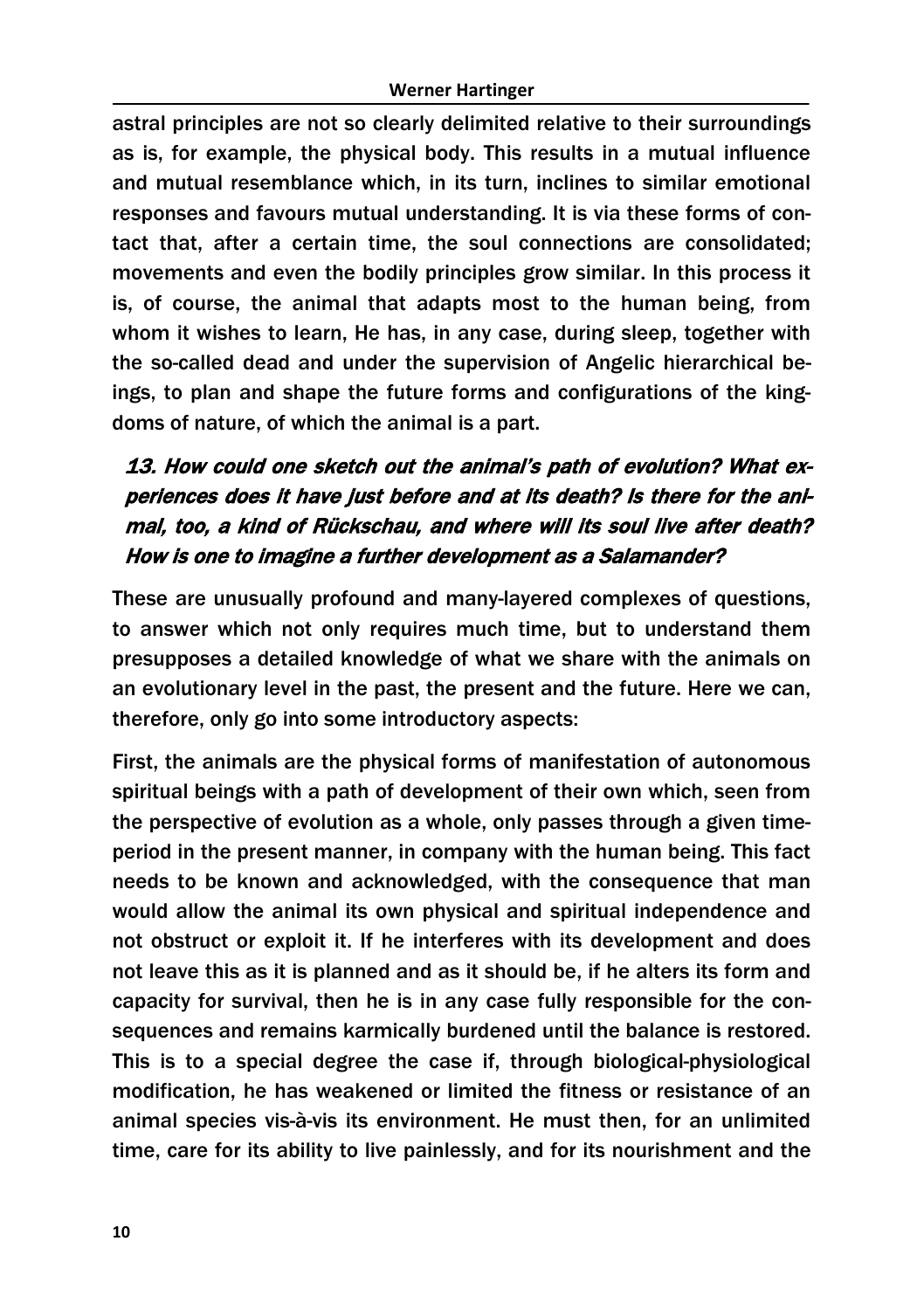astral principles are not so clearly delimited relative to their surroundings as is, for example, the physical body. This results in a mutual influence and mutual resemblance which, in its turn, inclines to similar emotional responses and favours mutual understanding. It is via these forms of contact that, after a certain time, the soul connections are consolidated; movements and even the bodily principles grow similar. In this process it is, of course, the animal that adapts most to the human being, from whom it wishes to learn, He has, in any case, during sleep, together with the so-called dead and under the supervision of Angelic hierarchical beings, to plan and shape the future forms and configurations of the kingdoms of nature, of which the animal is a part.

### *13. How could one sketch out the animal's path of evolution? What experiences does it have just before and at its death? Is there for the animal, too, a kind of Rückschau, and where will its soul live after death? How is one to imagine a further development as a Salamander?*

These are unusually profound and many-layered complexes of questions, to answer which not only requires much time, but to understand them presupposes a detailed knowledge of what we share with the animals on an evolutionary level in the past, the present and the future. Here we can, therefore, only go into some introductory aspects:

First, the animals are the physical forms of manifestation of autonomous spiritual beings with a path of development of their own which, seen from the perspective of evolution as a whole, only passes through a given time-period in the present manner, in company with the human being. This fact needs to be known and acknowledged, with the consequence that man would allow the animal its own physical and spiritual independence and not obstruct or exploit it. If he interferes with its development and does not leave this as it is planned and as it should be, if he alters its form and capacity for survival, then he is in any case fully responsible for the consequences and remains karmically burdened until the balance is restored. This is to a special degree the case if, through biological-physiological modification, he has weakened or limited the fitness or resistance of an animal species vis-à-vis its environment. He must then, for an unlimited time, care for its ability to live painlessly, and for its nourishment and the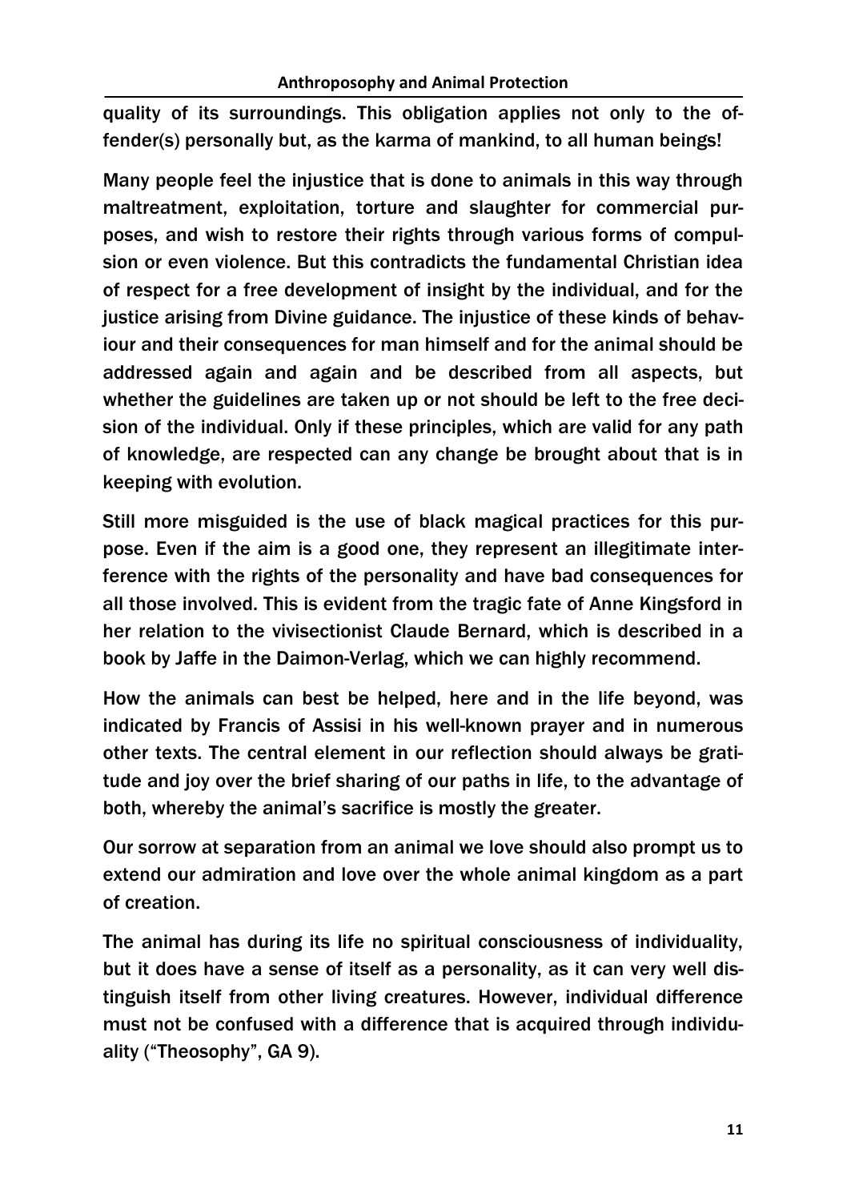quality of its surroundings. This obligation applies not only to the offender(s) personally but, as the karma of mankind, to all human beings!

Many people feel the injustice that is done to animals in this way through maltreatment, exploitation, torture and slaughter for commercial purposes, and wish to restore their rights through various forms of compulsion or even violence. But this contradicts the fundamental Christian idea of respect for a free development of insight by the individual, and for the justice arising from Divine guidance. The injustice of these kinds of behaviour and their consequences for man himself and for the animal should be addressed again and again and be described from all aspects, but whether the guidelines are taken up or not should be left to the free decision of the individual. Only if these principles, which are valid for any path of knowledge, are respected can any change be brought about that is in keeping with evolution.

Still more misguided is the use of black magical practices for this purpose. Even if the aim is a good one, they represent an illegitimate interference with the rights of the personality and have bad consequences for all those involved. This is evident from the tragic fate of Anne Kingsford in her relation to the vivisectionist Claude Bernard, which is described in a book by Jaffe in the Daimon-Verlag, which we can highly recommend.

How the animals can best be helped, here and in the life beyond, was indicated by Francis of Assisi in his well-known prayer and in numerous other texts. The central element in our reflection should always be gratitude and joy over the brief sharing of our paths in life, to the advantage of both, whereby the animal's sacrifice is mostly the greater.

Our sorrow at separation from an animal we love should also prompt us to extend our admiration and love over the whole animal kingdom as a part of creation.

The animal has during its life no spiritual consciousness of individuality, but it does have a sense of itself as a personality, as it can very well distinguish itself from other living creatures. However, individual difference must not be confused with a difference that is acquired through individuality ("Theosophy", GA 9).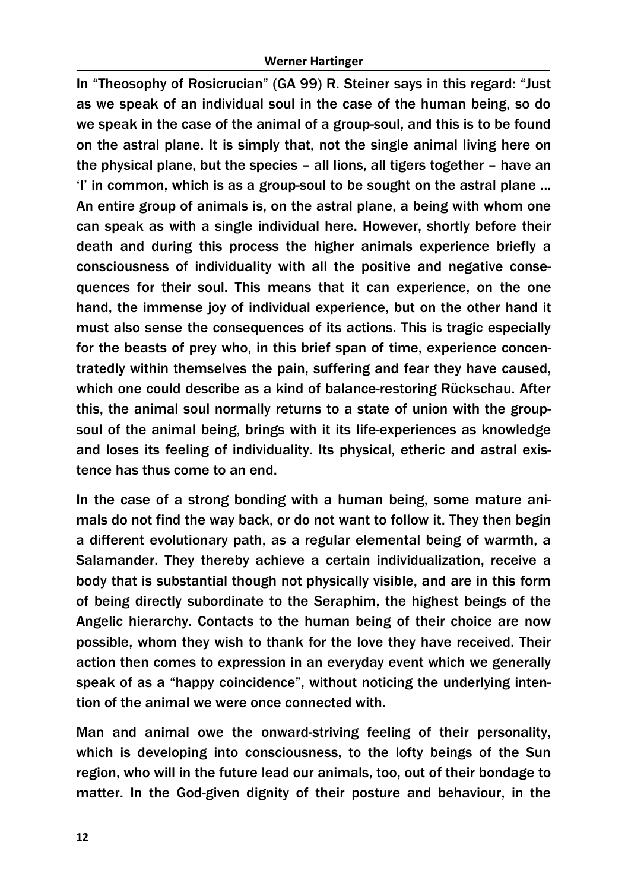In "Theosophy of Rosicrucian" (GA 99) R. Steiner says in this regard: "Just as we speak of an individual soul in the case of the human being, so do we speak in the case of the animal of a group-soul, and this is to be found on the astral plane. It is simply that, not the single animal living here on the physical plane, but the species – all lions, all tigers together – have an 'I' in common, which is as a group-soul to be sought on the astral plane ... An entire group of animals is, on the astral plane, a being with whom one can speak as with a single individual here. However, shortly before their death and during this process the higher animals experience briefly a consciousness of individuality with all the positive and negative consequences for their soul. This means that it can experience, on the one hand, the immense joy of individual experience, but on the other hand it must also sense the consequences of its actions. This is tragic especially for the beasts of prey who, in this brief span of time, experience concentratedly within themselves the pain, suffering and fear they have caused, which one could describe as a kind of balance-restoring Rückschau. After this, the animal soul normally returns to a state of union with the group-soul of the animal being, brings with it its life-experiences as knowledge and loses its feeling of individuality. Its physical, etheric and astral existence has thus come to an end.

In the case of a strong bonding with a human being, some mature animals do not find the way back, or do not want to follow it. They then begin a different evolutionary path, as a regular elemental being of warmth, a Salamander. They thereby achieve a certain individualization, receive a body that is substantial though not physically visible, and are in this form of being directly subordinate to the Seraphim, the highest beings of the Angelic hierarchy. Contacts to the human being of their choice are now possible, whom they wish to thank for the love they have received. Their action then comes to expression in an everyday event which we generally speak of as a "happy coincidence", without noticing the underlying intention of the animal we were once connected with.

Man and animal owe the onward-striving feeling of their personality, which is developing into consciousness, to the lofty beings of the Sun region, who will in the future lead our animals, too, out of their bondage to matter. In the God-given dignity of their posture and behaviour, in the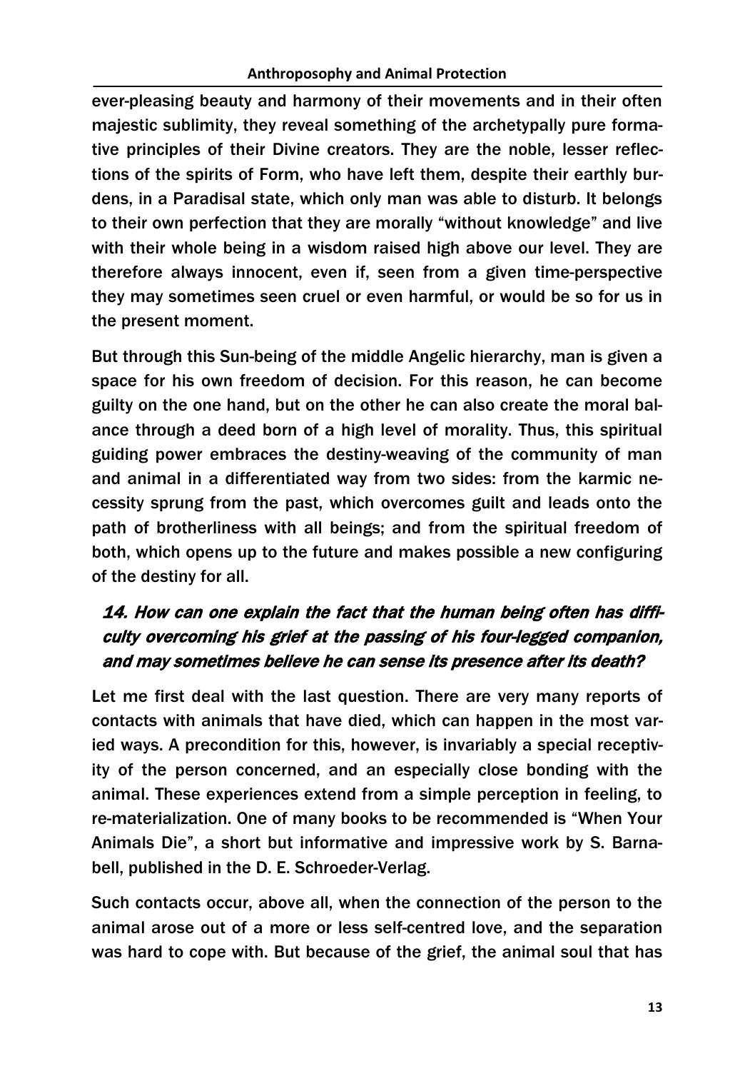ever-pleasing beauty and harmony of their movements and in their often majestic sublimity, they reveal something of the archetypally pure formative principles of their Divine creators. They are the noble, lesser reflections of the spirits of Form, who have left them, despite their earthly burdens, in a Paradisal state, which only man was able to disturb. It belongs to their own perfection that they are morally "without knowledge" and live with their whole being in a wisdom raised high above our level. They are therefore always innocent, even if, seen from a given time-perspective they may sometimes seen cruel or even harmful, or would be so for us in the present moment.

But through this Sun-being of the middle Angelic hierarchy, man is given a space for his own freedom of decision. For this reason, he can become guilty on the one hand, but on the other he can also create the moral balance through a deed born of a high level of morality. Thus, this spiritual guiding power embraces the destiny-weaving of the community of man and animal in a differentiated way from two sides: from the karmic necessity sprung from the past, which overcomes guilt and leads onto the path of brotherliness with all beings; and from the spiritual freedom of both, which opens up to the future and makes possible a new configuring of the destiny for all.

### *14. How can one explain the fact that the human being often has difficulty overcoming his grief at the passing of his four-legged companion, and may sometimes believe he can sense its presence after its death?*

Let me first deal with the last question. There are very many reports of contacts with animals that have died, which can happen in the most varied ways. A precondition for this, however, is invariably a special receptivity of the person concerned, and an especially close bonding with the animal. These experiences extend from a simple perception in feeling, to re-materialization. One of many books to be recommended is "When Your Animals Die", a short but informative and impressive work by S. Barnabell, published in the D. E. Schroeder-Verlag.

Such contacts occur, above all, when the connection of the person to the animal arose out of a more or less self-centred love, and the separation was hard to cope with. But because of the grief, the animal soul that has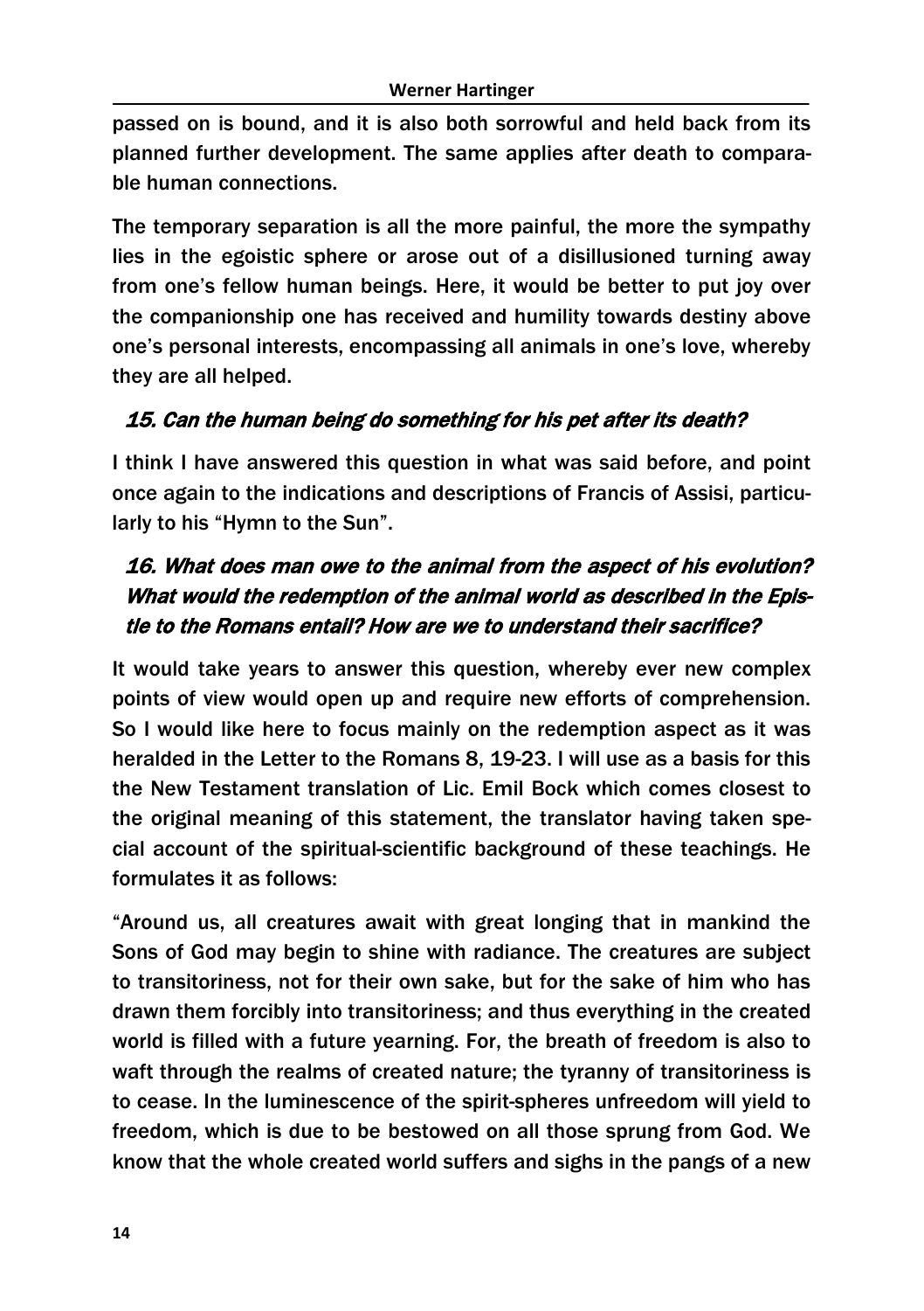passed on is bound, and it is also both sorrowful and held back from its planned further development. The same applies after death to comparable human connections.

The temporary separation is all the more painful, the more the sympathy lies in the egoistic sphere or arose out of a disillusioned turning away from one's fellow human beings. Here, it would be better to put joy over the companionship one has received and humility towards destiny above one's personal interests, encompassing all animals in one's love, whereby they are all helped.

### *15. Can the human being do something for his pet after its death?*

I think I have answered this question in what was said before, and point once again to the indications and descriptions of Francis of Assisi, particularly to his "Hymn to the Sun".

### *16. What does man owe to the animal from the aspect of his evolution? What would the redemption of the animal world as described in the Epistle to the Romans entail? How are we to understand their sacrifice?*

It would take years to answer this question, whereby ever new complex points of view would open up and require new efforts of comprehension. So I would like here to focus mainly on the redemption aspect as it was heralded in the Letter to the Romans 8, 19-23. I will use as a basis for this the New Testament translation of Lic. Emil Bock which comes closest to the original meaning of this statement, the translator having taken special account of the spiritual-scientific background of these teachings. He formulates it as follows:

"Around us, all creatures await with great longing that in mankind the Sons of God may begin to shine with radiance. The creatures are subject to transitoriness, not for their own sake, but for the sake of him who has drawn them forcibly into transitoriness; and thus everything in the created world is filled with a future yearning. For, the breath of freedom is also to waft through the realms of created nature; the tyranny of transitoriness is to cease. In the luminescence of the spirit-spheres unfreedom will yield to freedom, which is due to be bestowed on all those sprung from God. We know that the whole created world suffers and sighs in the pangs of a new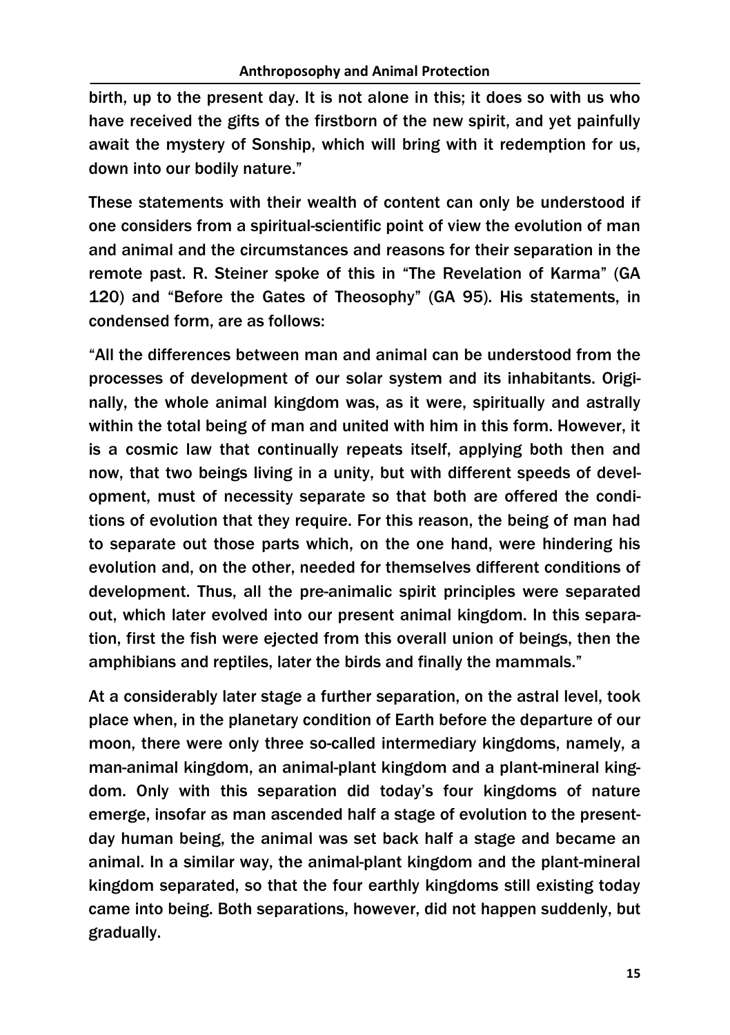birth, up to the present day. It is not alone in this; it does so with us who have received the gifts of the firstborn of the new spirit, and yet painfully await the mystery of Sonship, which will bring with it redemption for us, down into our bodily nature."

These statements with their wealth of content can only be understood if one considers from a spiritual-scientific point of view the evolution of man and animal and the circumstances and reasons for their separation in the remote past. R. Steiner spoke of this in "The Revelation of Karma" (GA 120) and "Before the Gates of Theosophy" (GA 95). His statements, in condensed form, are as follows:

"All the differences between man and animal can be understood from the processes of development of our solar system and its inhabitants. Originally, the whole animal kingdom was, as it were, spiritually and astrally within the total being of man and united with him in this form. However, it is a cosmic law that continually repeats itself, applying both then and now, that two beings living in a unity, but with different speeds of development, must of necessity separate so that both are offered the conditions of evolution that they require. For this reason, the being of man had to separate out those parts which, on the one hand, were hindering his evolution and, on the other, needed for themselves different conditions of development. Thus, all the pre-animalic spirit principles were separated out, which later evolved into our present animal kingdom. In this separation, first the fish were ejected from this overall union of beings, then the amphibians and reptiles, later the birds and finally the mammals."

At a considerably later stage a further separation, on the astral level, took place when, in the planetary condition of Earth before the departure of our moon, there were only three so-called intermediary kingdoms, namely, a man-animal kingdom, an animal-plant kingdom and a plant-mineral kingdom. Only with this separation did today's four kingdoms of nature emerge, insofar as man ascended half a stage of evolution to the present-day human being, the animal was set back half a stage and became an animal. In a similar way, the animal-plant kingdom and the plant-mineral kingdom separated, so that the four earthly kingdoms still existing today came into being. Both separations, however, did not happen suddenly, but gradually.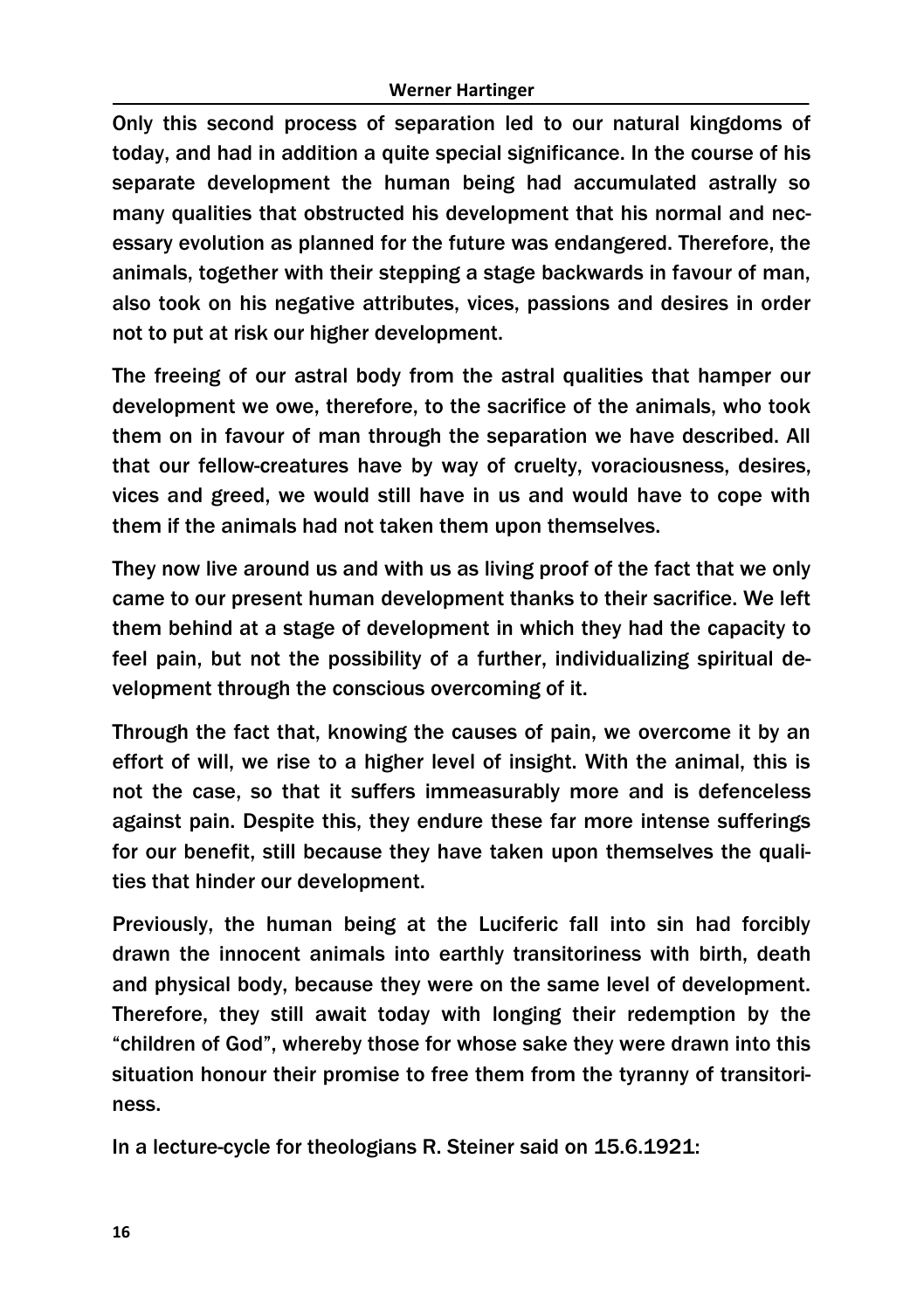Only this second process of separation led to our natural kingdoms of today, and had in addition a quite special significance. In the course of his separate development the human being had accumulated astrally so many qualities that obstructed his development that his normal and necessary evolution as planned for the future was endangered. Therefore, the animals, together with their stepping a stage backwards in favour of man, also took on his negative attributes, vices, passions and desires in order not to put at risk our higher development.

The freeing of our astral body from the astral qualities that hamper our development we owe, therefore, to the sacrifice of the animals, who took them on in favour of man through the separation we have described. All that our fellow-creatures have by way of cruelty, voraciousness, desires, vices and greed, we would still have in us and would have to cope with them if the animals had not taken them upon themselves.

They now live around us and with us as living proof of the fact that we only came to our present human development thanks to their sacrifice. We left them behind at a stage of development in which they had the capacity to feel pain, but not the possibility of a further, individualizing spiritual development through the conscious overcoming of it.

Through the fact that, knowing the causes of pain, we overcome it by an effort of will, we rise to a higher level of insight. With the animal, this is not the case, so that it suffers immeasurably more and is defenceless against pain. Despite this, they endure these far more intense sufferings for our benefit, still because they have taken upon themselves the qualities that hinder our development.

Previously, the human being at the Luciferic fall into sin had forcibly drawn the innocent animals into earthly transitoriness with birth, death and physical body, because they were on the same level of development. Therefore, they still await today with longing their redemption by the "children of God", whereby those for whose sake they were drawn into this situation honour their promise to free them from the tyranny of transitoriness.

In a lecture-cycle for theologians R. Steiner said on 15.6.1921: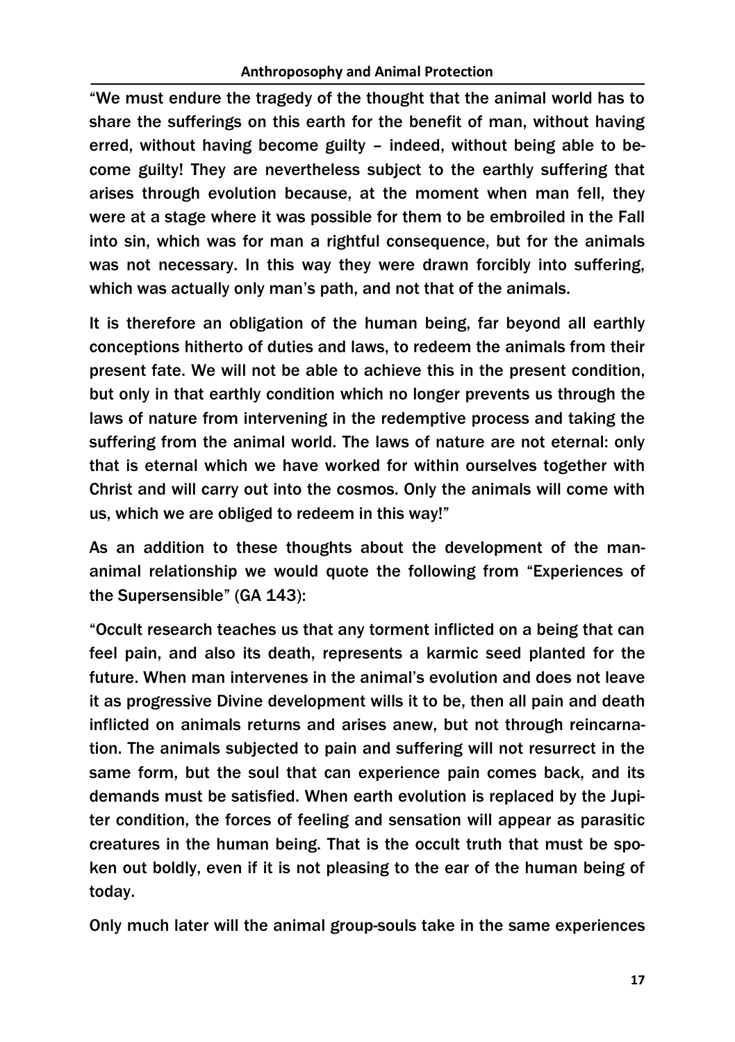"We must endure the tragedy of the thought that the animal world has to share the sufferings on this earth for the benefit of man, without having erred, without having become guilty – indeed, without being able to become guilty! They are nevertheless subject to the earthly suffering that arises through evolution because, at the moment when man fell, they were at a stage where it was possible for them to be embroiled in the Fall into sin, which was for man a rightful consequence, but for the animals was not necessary. In this way they were drawn forcibly into suffering, which was actually only man's path, and not that of the animals.

It is therefore an obligation of the human being, far beyond all earthly conceptions hitherto of duties and laws, to redeem the animals from their present fate. We will not be able to achieve this in the present condition, but only in that earthly condition which no longer prevents us through the laws of nature from intervening in the redemptive process and taking the suffering from the animal world. The laws of nature are not eternal: only that is eternal which we have worked for within ourselves together with Christ and will carry out into the cosmos. Only the animals will come with us, which we are obliged to redeem in this way!"

As an addition to these thoughts about the development of the man-animal relationship we would quote the following from "Experiences of the Supersensible" (GA 143):

"Occult research teaches us that any torment inflicted on a being that can feel pain, and also its death, represents a karmic seed planted for the future. When man intervenes in the animal's evolution and does not leave it as progressive Divine development wills it to be, then all pain and death inflicted on animals returns and arises anew, but not through reincarnation. The animals subjected to pain and suffering will not resurrect in the same form, but the soul that can experience pain comes back, and its demands must be satisfied. When earth evolution is replaced by the Jupiter condition, the forces of feeling and sensation will appear as parasitic creatures in the human being. That is the occult truth that must be spoken out boldly, even if it is not pleasing to the ear of the human being of today.

Only much later will the animal group-souls take in the same experiences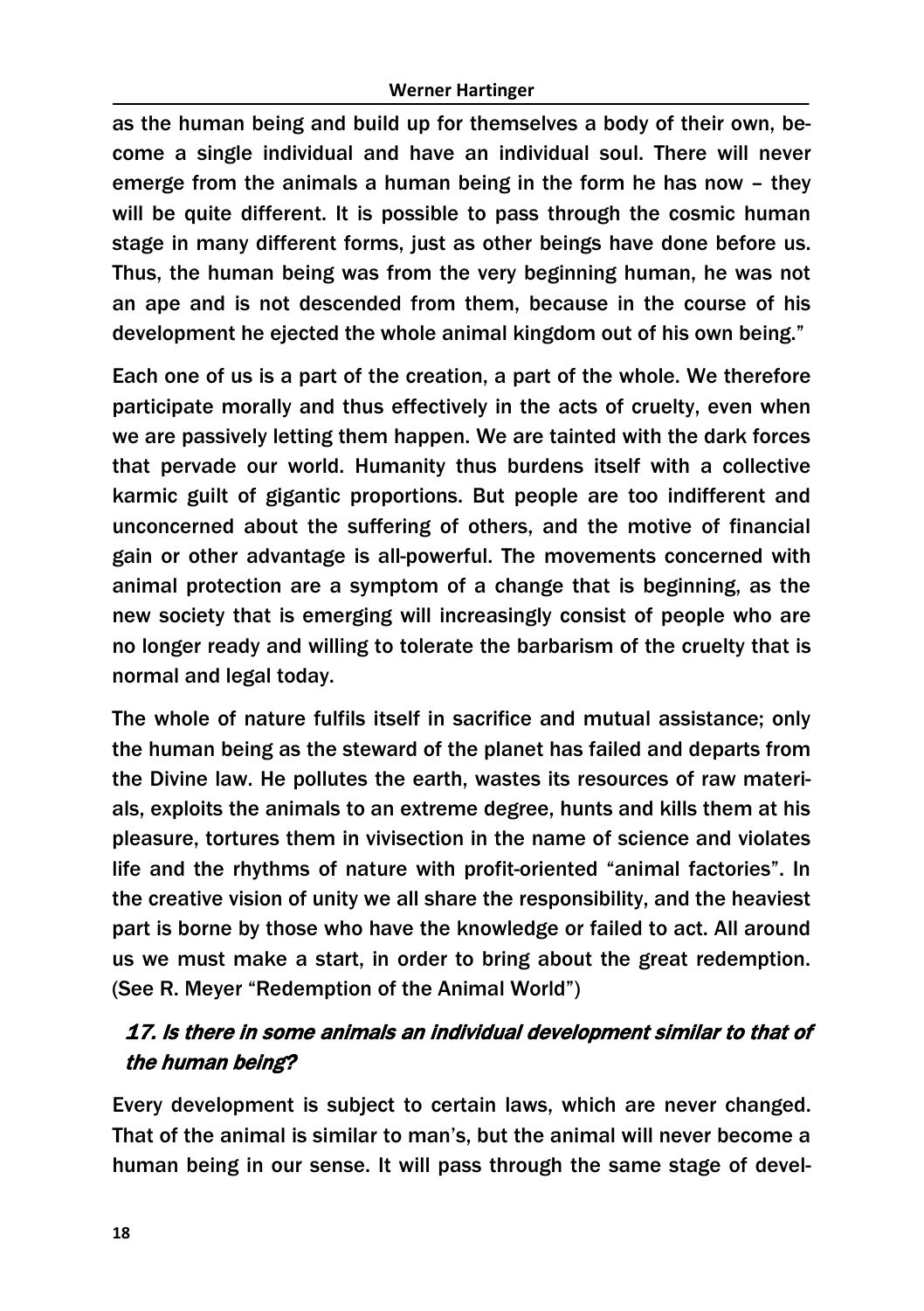as the human being and build up for themselves a body of their own, become a single individual and have an individual soul. There will never emerge from the animals a human being in the form he has now – they will be quite different. It is possible to pass through the cosmic human stage in many different forms, just as other beings have done before us. Thus, the human being was from the very beginning human, he was not an ape and is not descended from them, because in the course of his development he ejected the whole animal kingdom out of his own being."

Each one of us is a part of the creation, a part of the whole. We therefore participate morally and thus effectively in the acts of cruelty, even when we are passively letting them happen. We are tainted with the dark forces that pervade our world. Humanity thus burdens itself with a collective karmic guilt of gigantic proportions. But people are too indifferent and unconcerned about the suffering of others, and the motive of financial gain or other advantage is all-powerful. The movements concerned with animal protection are a symptom of a change that is beginning, as the new society that is emerging will increasingly consist of people who are no longer ready and willing to tolerate the barbarism of the cruelty that is normal and legal today.

The whole of nature fulfils itself in sacrifice and mutual assistance; only the human being as the steward of the planet has failed and departs from the Divine law. He pollutes the earth, wastes its resources of raw materials, exploits the animals to an extreme degree, hunts and kills them at his pleasure, tortures them in vivisection in the name of science and violates life and the rhythms of nature with profit-oriented "animal factories". In the creative vision of unity we all share the responsibility, and the heaviest part is borne by those who have the knowledge or failed to act. All around us we must make a start, in order to bring about the great redemption. (See R. Meyer "Redemption of the Animal World")

### *17. Is there in some animals an individual development similar to that of the human being?*

Every development is subject to certain laws, which are never changed. That of the animal is similar to man's, but the animal will never become a human being in our sense. It will pass through the same stage of devel-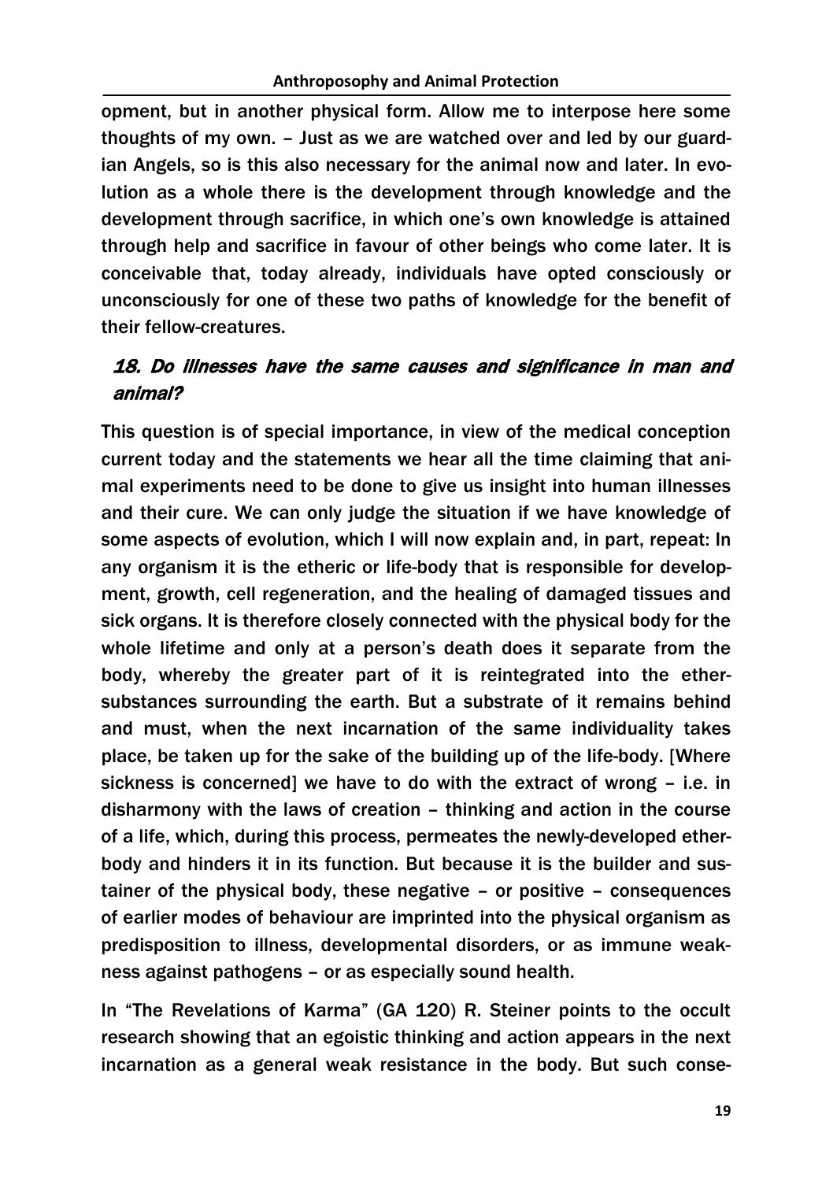opment, but in another physical form. Allow me to interpose here some thoughts of my own. – Just as we are watched over and led by our guardian Angels, so is this also necessary for the animal now and later. In evolution as a whole there is the development through knowledge and the development through sacrifice, in which one's own knowledge is attained through help and sacrifice in favour of other beings who come later. It is conceivable that, today already, individuals have opted consciously or unconsciously for one of these two paths of knowledge for the benefit of their fellow-creatures.

### *18. Do illnesses have the same causes and significance in man and animal?*

This question is of special importance, in view of the medical conception current today and the statements we hear all the time claiming that animal experiments need to be done to give us insight into human illnesses and their cure. We can only judge the situation if we have knowledge of some aspects of evolution, which I will now explain and, in part, repeat: In any organism it is the etheric or life-body that is responsible for development, growth, cell regeneration, and the healing of damaged tissues and sick organs. It is therefore closely connected with the physical body for the whole lifetime and only at a person's death does it separate from the body, whereby the greater part of it is reintegrated into the ether-substances surrounding the earth. But a substrate of it remains behind and must, when the next incarnation of the same individuality takes place, be taken up for the sake of the building up of the life-body. [Where sickness is concerned] we have to do with the extract of wrong – i.e. in disharmony with the laws of creation – thinking and action in the course of a life, which, during this process, permeates the newly-developed ether-body and hinders it in its function. But because it is the builder and sustainer of the physical body, these negative – or positive – consequences of earlier modes of behaviour are imprinted into the physical organism as predisposition to illness, developmental disorders, or as immune weakness against pathogens – or as especially sound health.

In "The Revelations of Karma" (GA 120) R. Steiner points to the occult research showing that an egoistic thinking and action appears in the next incarnation as a general weak resistance in the body. But such conse-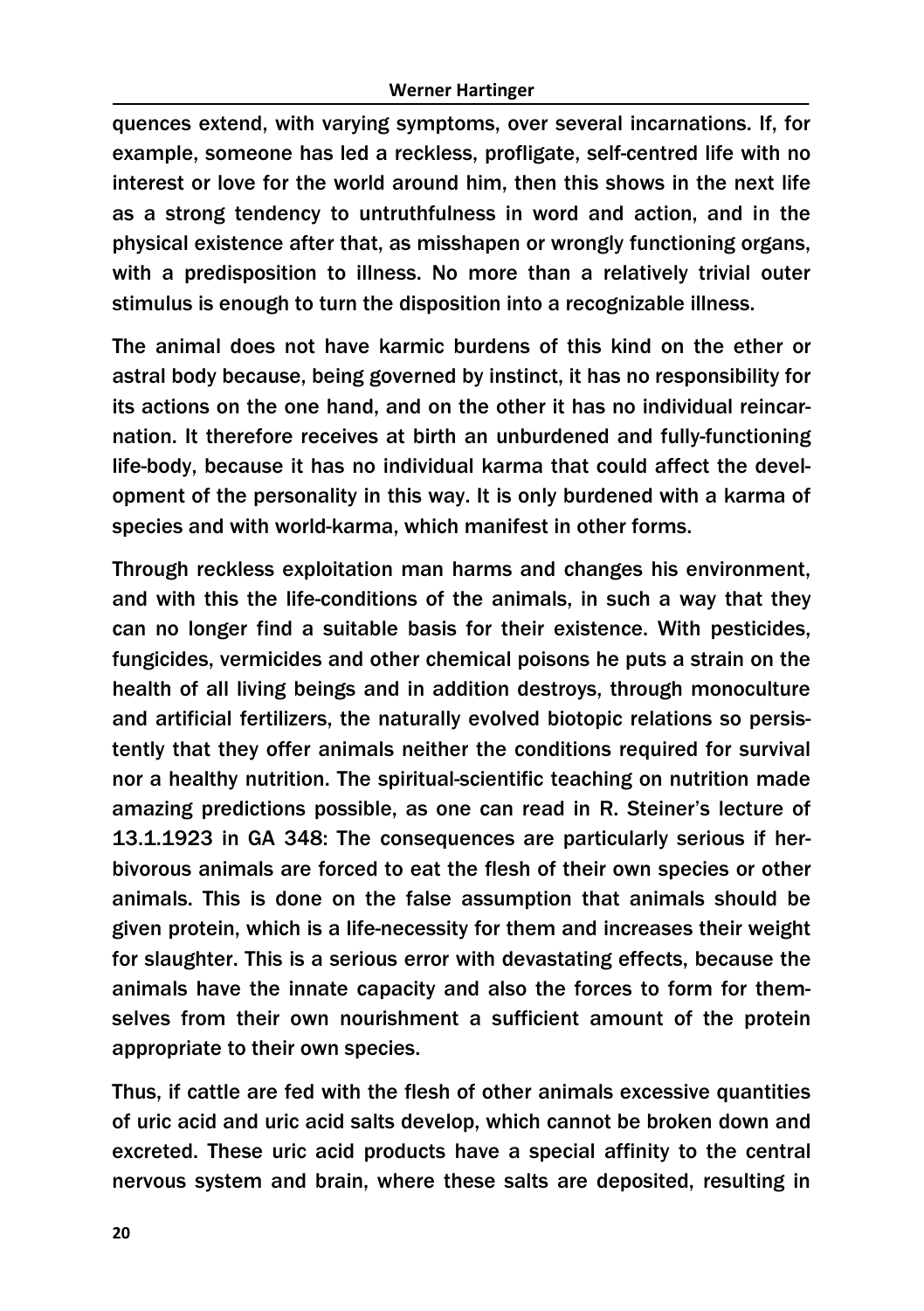quences extend, with varying symptoms, over several incarnations. If, for example, someone has led a reckless, profligate, self-centred life with no interest or love for the world around him, then this shows in the next life as a strong tendency to untruthfulness in word and action, and in the physical existence after that, as misshapen or wrongly functioning organs, with a predisposition to illness. No more than a relatively trivial outer stimulus is enough to turn the disposition into a recognizable illness.

The animal does not have karmic burdens of this kind on the ether or astral body because, being governed by instinct, it has no responsibility for its actions on the one hand, and on the other it has no individual reincarnation. It therefore receives at birth an unburdened and fully-functioning life-body, because it has no individual karma that could affect the development of the personality in this way. It is only burdened with a karma of species and with world-karma, which manifest in other forms.

Through reckless exploitation man harms and changes his environment, and with this the life-conditions of the animals, in such a way that they can no longer find a suitable basis for their existence. With pesticides, fungicides, vermicides and other chemical poisons he puts a strain on the health of all living beings and in addition destroys, through monoculture and artificial fertilizers, the naturally evolved biotopic relations so persistently that they offer animals neither the conditions required for survival nor a healthy nutrition. The spiritual-scientific teaching on nutrition made amazing predictions possible, as one can read in R. Steiner's lecture of 13.1.1923 in GA 348: The consequences are particularly serious if herbivorous animals are forced to eat the flesh of their own species or other animals. This is done on the false assumption that animals should be given protein, which is a life-necessity for them and increases their weight for slaughter. This is a serious error with devastating effects, because the animals have the innate capacity and also the forces to form for themselves from their own nourishment a sufficient amount of the protein appropriate to their own species.

Thus, if cattle are fed with the flesh of other animals excessive quantities of uric acid and uric acid salts develop, which cannot be broken down and excreted. These uric acid products have a special affinity to the central nervous system and brain, where these salts are deposited, resulting in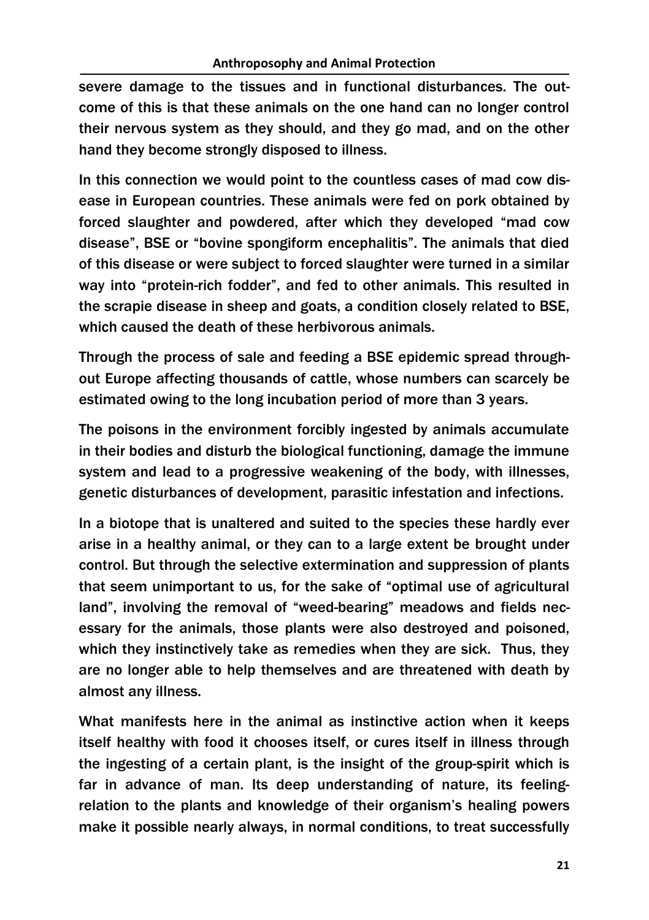severe damage to the tissues and in functional disturbances. The outcome of this is that these animals on the one hand can no longer control their nervous system as they should, and they go mad, and on the other hand they become strongly disposed to illness.

In this connection we would point to the countless cases of mad cow disease in European countries. These animals were fed on pork obtained by forced slaughter and powdered, after which they developed "mad cow disease", BSE or "bovine spongiform encephalitis". The animals that died of this disease or were subject to forced slaughter were turned in a similar way into "protein-rich fodder", and fed to other animals. This resulted in the scrapie disease in sheep and goats, a condition closely related to BSE, which caused the death of these herbivorous animals.

Through the process of sale and feeding a BSE epidemic spread throughout Europe affecting thousands of cattle, whose numbers can scarcely be estimated owing to the long incubation period of more than 3 years.

The poisons in the environment forcibly ingested by animals accumulate in their bodies and disturb the biological functioning, damage the immune system and lead to a progressive weakening of the body, with illnesses, genetic disturbances of development, parasitic infestation and infections.

In a biotope that is unaltered and suited to the species these hardly ever arise in a healthy animal, or they can to a large extent be brought under control. But through the selective extermination and suppression of plants that seem unimportant to us, for the sake of "optimal use of agricultural land", involving the removal of "weed-bearing" meadows and fields necessary for the animals, those plants were also destroyed and poisoned, which they instinctively take as remedies when they are sick. Thus, they are no longer able to help themselves and are threatened with death by almost any illness.

What manifests here in the animal as instinctive action when it keeps itself healthy with food it chooses itself, or cures itself in illness through the ingesting of a certain plant, is the insight of the group-spirit which is far in advance of man. Its deep understanding of nature, its feeling-relation to the plants and knowledge of their organism's healing powers make it possible nearly always, in normal conditions, to treat successfully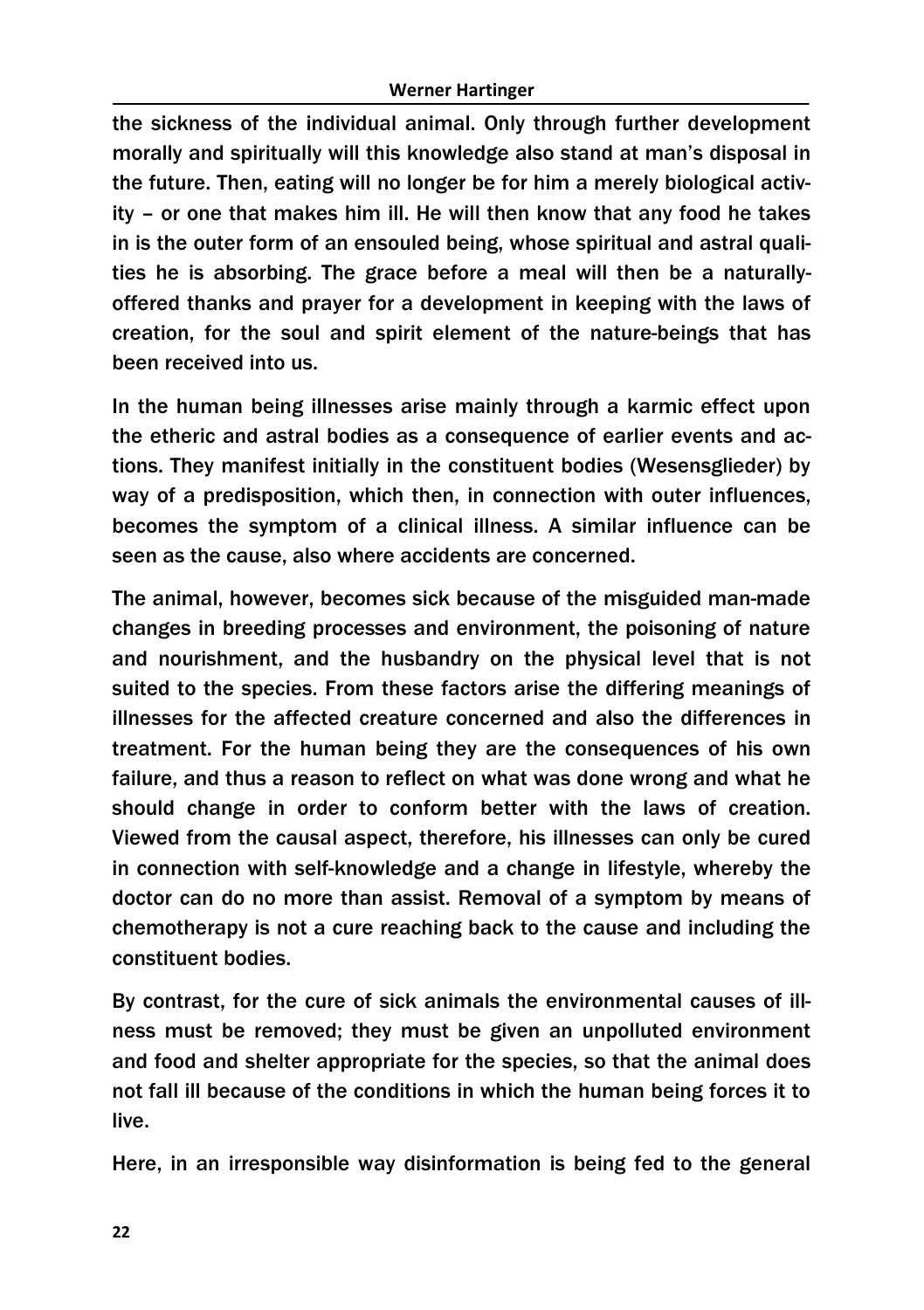the sickness of the individual animal. Only through further development morally and spiritually will this knowledge also stand at man's disposal in the future. Then, eating will no longer be for him a merely biological activity – or one that makes him ill. He will then know that any food he takes in is the outer form of an ensouled being, whose spiritual and astral qualities he is absorbing. The grace before a meal will then be a naturally-offered thanks and prayer for a development in keeping with the laws of creation, for the soul and spirit element of the nature-beings that has been received into us.

In the human being illnesses arise mainly through a karmic effect upon the etheric and astral bodies as a consequence of earlier events and actions. They manifest initially in the constituent bodies (Wesensglieder) by way of a predisposition, which then, in connection with outer influences, becomes the symptom of a clinical illness. A similar influence can be seen as the cause, also where accidents are concerned.

The animal, however, becomes sick because of the misguided man-made changes in breeding processes and environment, the poisoning of nature and nourishment, and the husbandry on the physical level that is not suited to the species. From these factors arise the differing meanings of illnesses for the affected creature concerned and also the differences in treatment. For the human being they are the consequences of his own failure, and thus a reason to reflect on what was done wrong and what he should change in order to conform better with the laws of creation. Viewed from the causal aspect, therefore, his illnesses can only be cured in connection with self-knowledge and a change in lifestyle, whereby the doctor can do no more than assist. Removal of a symptom by means of chemotherapy is not a cure reaching back to the cause and including the constituent bodies.

By contrast, for the cure of sick animals the environmental causes of illness must be removed; they must be given an unpolluted environment and food and shelter appropriate for the species, so that the animal does not fall ill because of the conditions in which the human being forces it to live.

Here, in an irresponsible way disinformation is being fed to the general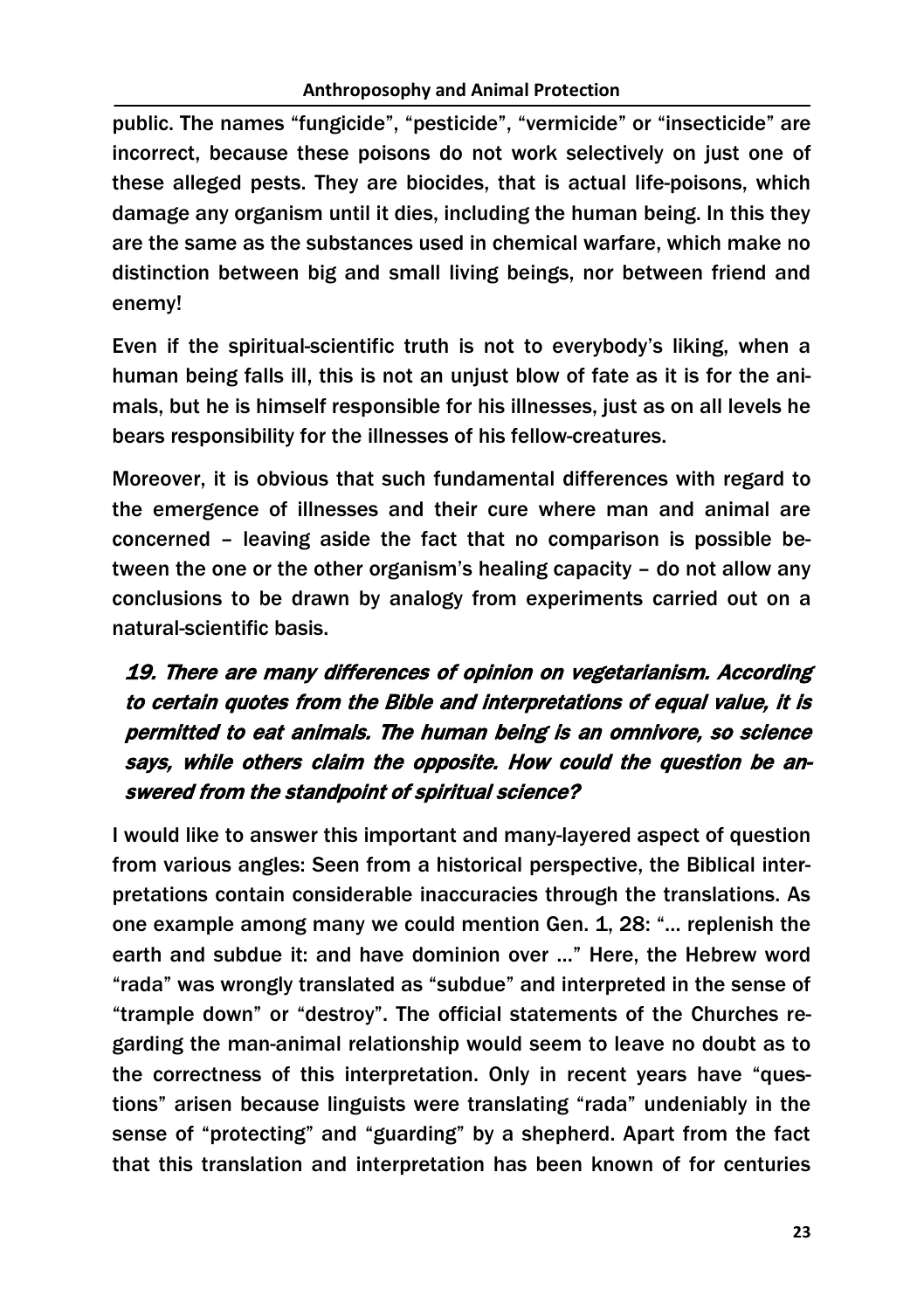public. The names “fungicide”, “pesticide”, “vermicide” or “insecticide” are incorrect, because these poisons do not work selectively on just one of these alleged pests. They are biocides, that is actual life-poisons, which damage any organism until it dies, including the human being. In this they are the same as the substances used in chemical warfare, which make no distinction between big and small living beings, nor between friend and enemy!

Even if the spiritual-scientific truth is not to everybody’s liking, when a human being falls ill, this is not an unjust blow of fate as it is for the animals, but he is himself responsible for his illnesses, just as on all levels he bears responsibility for the illnesses of his fellow-creatures.

Moreover, it is obvious that such fundamental differences with regard to the emergence of illnesses and their cure where man and animal are concerned – leaving aside the fact that no comparison is possible between the one or the other organism’s healing capacity – do not allow any conclusions to be drawn by analogy from experiments carried out on a natural-scientific basis.

### *19. There are many differences of opinion on vegetarianism. According to certain quotes from the Bible and interpretations of equal value, it is permitted to eat animals. The human being is an omnivore, so science says, while others claim the opposite. How could the question be answered from the standpoint of spiritual science?*

I would like to answer this important and many-layered aspect of question from various angles: Seen from a historical perspective, the Biblical interpretations contain considerable inaccuracies through the translations. As one example among many we could mention Gen. 1, 28: “… replenish the earth and subdue it: and have dominion over …” Here, the Hebrew word “rada” was wrongly translated as “subdue” and interpreted in the sense of “trample down” or “destroy”. The official statements of the Churches regarding the man-animal relationship would seem to leave no doubt as to the correctness of this interpretation. Only in recent years have “questions” arisen because linguists were translating “rada” undeniably in the sense of “protecting” and “guarding” by a shepherd. Apart from the fact that this translation and interpretation has been known of for centuries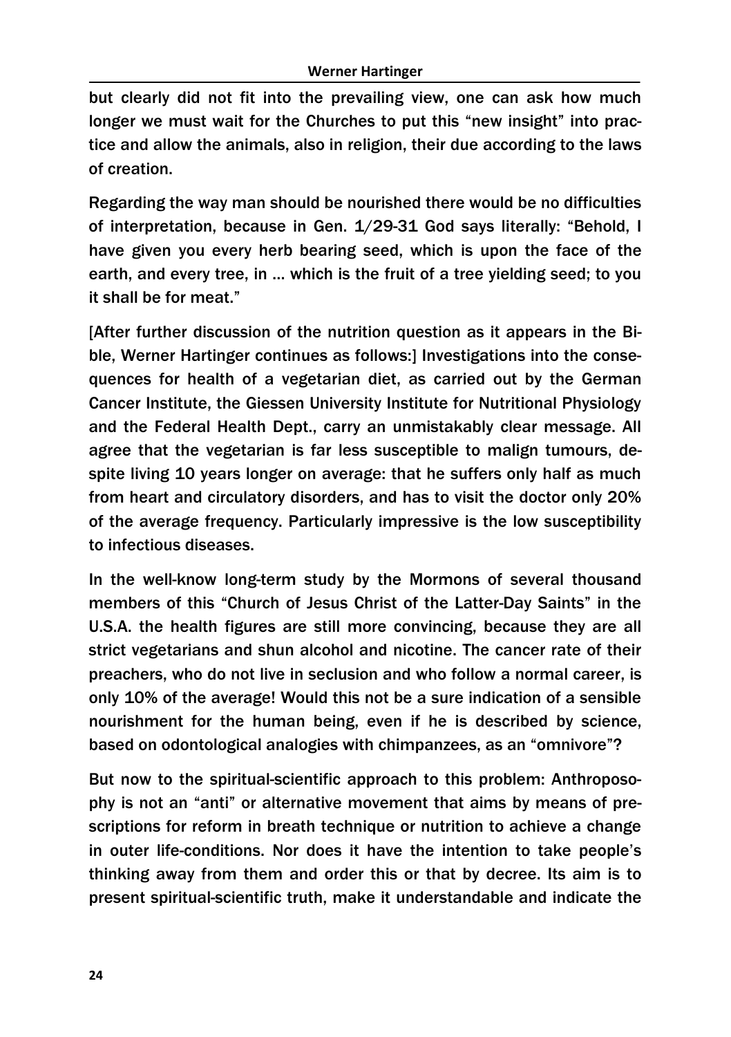but clearly did not fit into the prevailing view, one can ask how much longer we must wait for the Churches to put this "new insight" into practice and allow the animals, also in religion, their due according to the laws of creation.

Regarding the way man should be nourished there would be no difficulties of interpretation, because in Gen. 1/29-31 God says literally: "Behold, I have given you every herb bearing seed, which is upon the face of the earth, and every tree, in … which is the fruit of a tree yielding seed; to you it shall be for meat."

[After further discussion of the nutrition question as it appears in the Bible, Werner Hartinger continues as follows:] Investigations into the consequences for health of a vegetarian diet, as carried out by the German Cancer Institute, the Giessen University Institute for Nutritional Physiology and the Federal Health Dept., carry an unmistakably clear message. All agree that the vegetarian is far less susceptible to malign tumours, despite living 10 years longer on average: that he suffers only half as much from heart and circulatory disorders, and has to visit the doctor only 20% of the average frequency. Particularly impressive is the low susceptibility to infectious diseases.

In the well-know long-term study by the Mormons of several thousand members of this "Church of Jesus Christ of the Latter-Day Saints" in the U.S.A. the health figures are still more convincing, because they are all strict vegetarians and shun alcohol and nicotine. The cancer rate of their preachers, who do not live in seclusion and who follow a normal career, is only 10% of the average! Would this not be a sure indication of a sensible nourishment for the human being, even if he is described by science, based on odontological analogies with chimpanzees, as an "omnivore"?

But now to the spiritual-scientific approach to this problem: Anthroposophy is not an "anti" or alternative movement that aims by means of prescriptions for reform in breath technique or nutrition to achieve a change in outer life-conditions. Nor does it have the intention to take people's thinking away from them and order this or that by decree. Its aim is to present spiritual-scientific truth, make it understandable and indicate the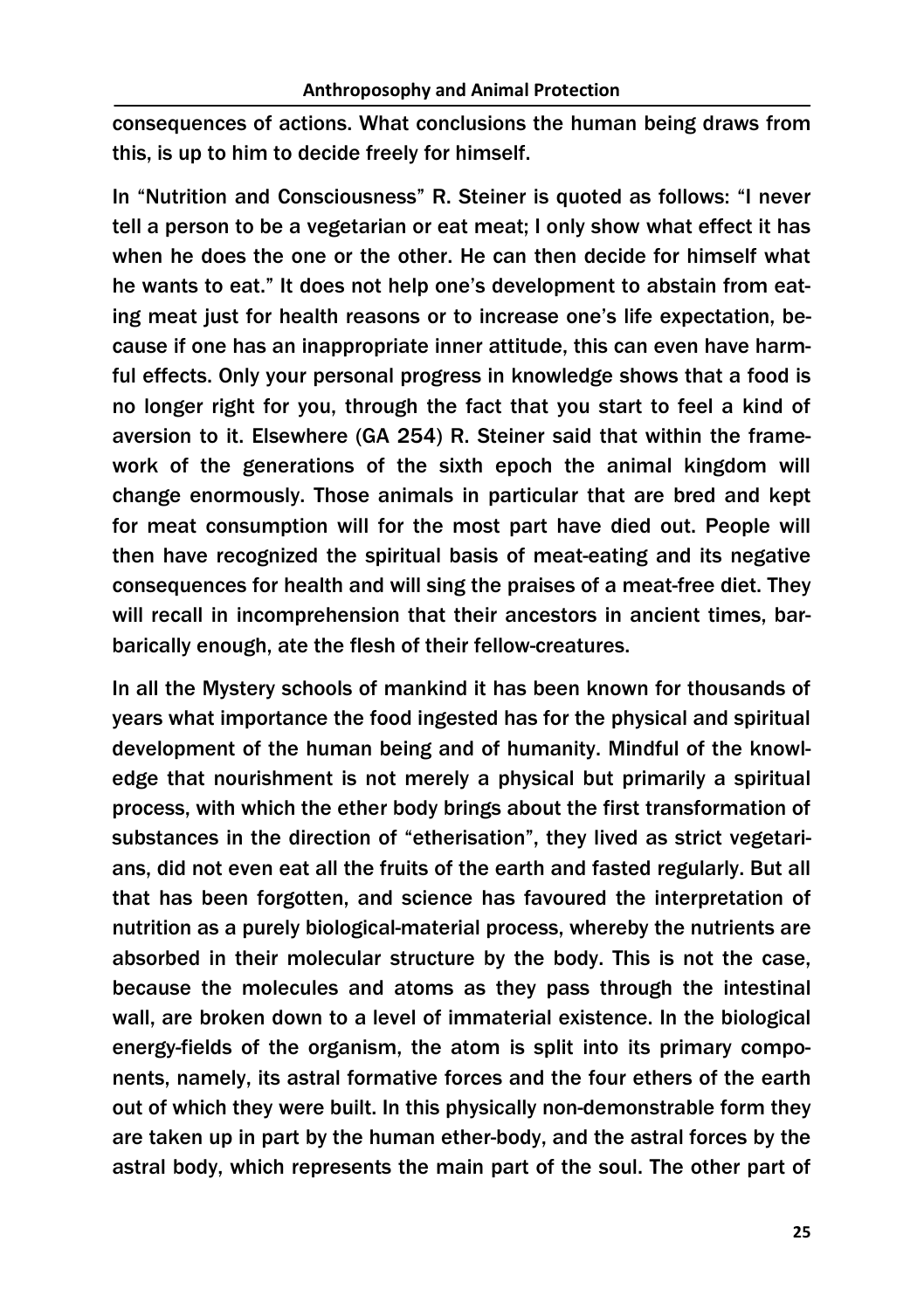consequences of actions. What conclusions the human being draws from this, is up to him to decide freely for himself.

In "Nutrition and Consciousness" R. Steiner is quoted as follows: "I never tell a person to be a vegetarian or eat meat; I only show what effect it has when he does the one or the other. He can then decide for himself what he wants to eat." It does not help one's development to abstain from eating meat just for health reasons or to increase one's life expectation, because if one has an inappropriate inner attitude, this can even have harmful effects. Only your personal progress in knowledge shows that a food is no longer right for you, through the fact that you start to feel a kind of aversion to it. Elsewhere (GA 254) R. Steiner said that within the framework of the generations of the sixth epoch the animal kingdom will change enormously. Those animals in particular that are bred and kept for meat consumption will for the most part have died out. People will then have recognized the spiritual basis of meat-eating and its negative consequences for health and will sing the praises of a meat-free diet. They will recall in incomprehension that their ancestors in ancient times, barbarically enough, ate the flesh of their fellow-creatures.

In all the Mystery schools of mankind it has been known for thousands of years what importance the food ingested has for the physical and spiritual development of the human being and of humanity. Mindful of the knowledge that nourishment is not merely a physical but primarily a spiritual process, with which the ether body brings about the first transformation of substances in the direction of "etherisation", they lived as strict vegetarians, did not even eat all the fruits of the earth and fasted regularly. But all that has been forgotten, and science has favoured the interpretation of nutrition as a purely biological-material process, whereby the nutrients are absorbed in their molecular structure by the body. This is not the case, because the molecules and atoms as they pass through the intestinal wall, are broken down to a level of immaterial existence. In the biological energy-fields of the organism, the atom is split into its primary components, namely, its astral formative forces and the four ethers of the earth out of which they were built. In this physically non-demonstrable form they are taken up in part by the human ether-body, and the astral forces by the astral body, which represents the main part of the soul. The other part of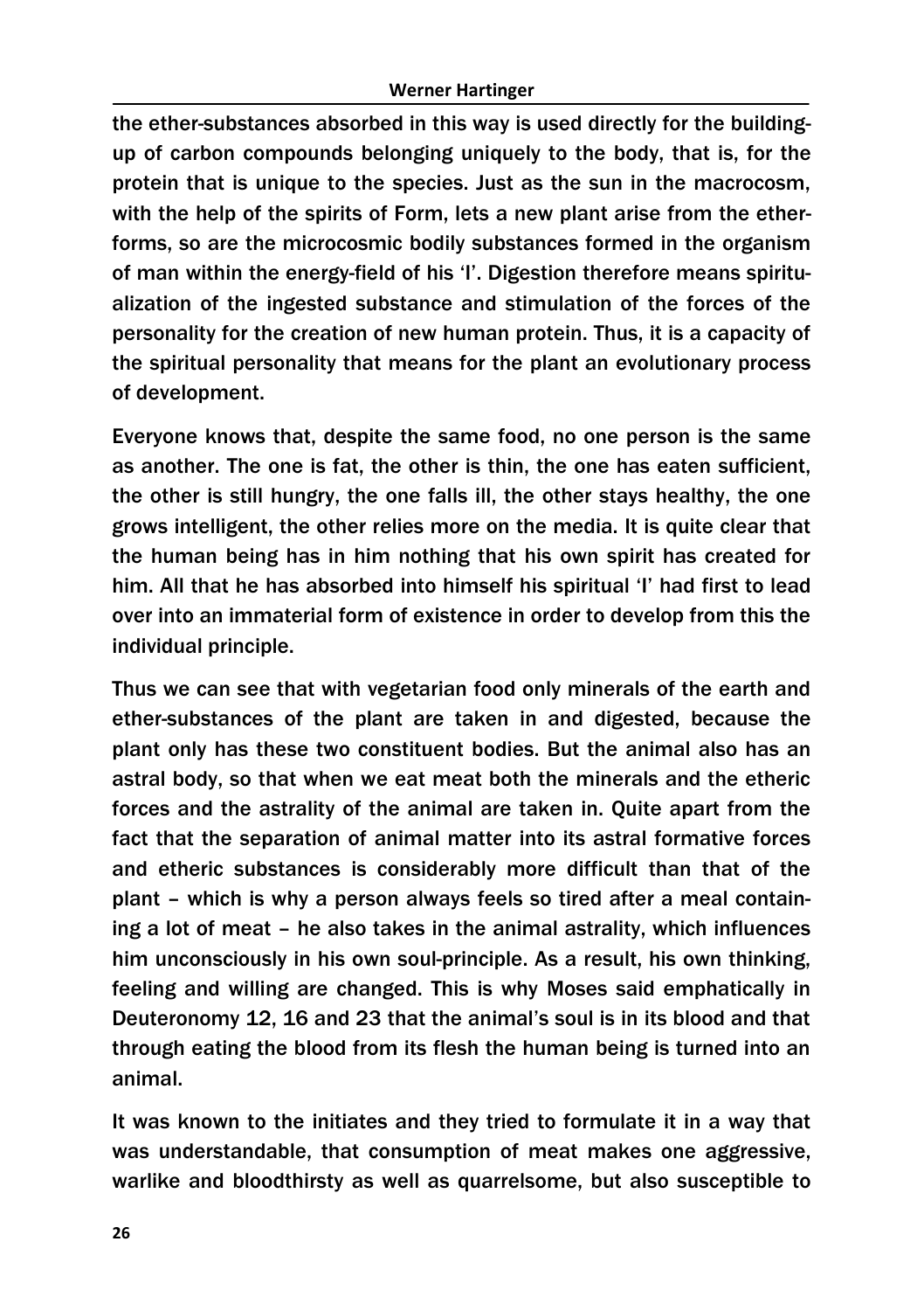the ether-substances absorbed in this way is used directly for the building-up of carbon compounds belonging uniquely to the body, that is, for the protein that is unique to the species. Just as the sun in the macrocosm, with the help of the spirits of Form, lets a new plant arise from the ether-forms, so are the microcosmic bodily substances formed in the organism of man within the energy-field of his 'I'. Digestion therefore means spiritualization of the ingested substance and stimulation of the forces of the personality for the creation of new human protein. Thus, it is a capacity of the spiritual personality that means for the plant an evolutionary process of development.

Everyone knows that, despite the same food, no one person is the same as another. The one is fat, the other is thin, the one has eaten sufficient, the other is still hungry, the one falls ill, the other stays healthy, the one grows intelligent, the other relies more on the media. It is quite clear that the human being has in him nothing that his own spirit has created for him. All that he has absorbed into himself his spiritual 'I' had first to lead over into an immaterial form of existence in order to develop from this the individual principle.

Thus we can see that with vegetarian food only minerals of the earth and ether-substances of the plant are taken in and digested, because the plant only has these two constituent bodies. But the animal also has an astral body, so that when we eat meat both the minerals and the etheric forces and the astrality of the animal are taken in. Quite apart from the fact that the separation of animal matter into its astral formative forces and etheric substances is considerably more difficult than that of the plant – which is why a person always feels so tired after a meal containing a lot of meat – he also takes in the animal astrality, which influences him unconsciously in his own soul-principle. As a result, his own thinking, feeling and willing are changed. This is why Moses said emphatically in Deuteronomy 12, 16 and 23 that the animal's soul is in its blood and that through eating the blood from its flesh the human being is turned into an animal.

It was known to the initiates and they tried to formulate it in a way that was understandable, that consumption of meat makes one aggressive, warlike and bloodthirsty as well as quarrelsome, but also susceptible to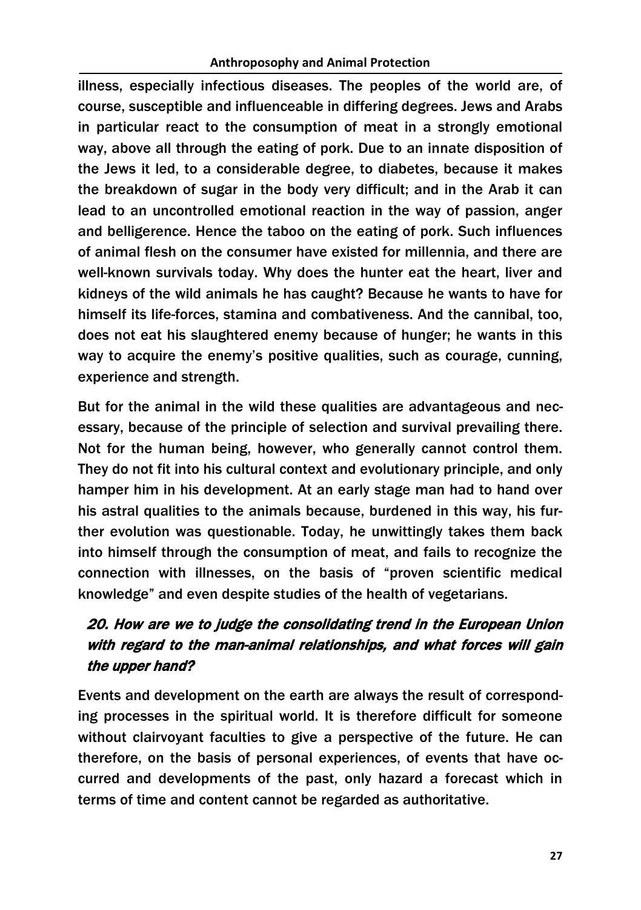illness, especially infectious diseases. The peoples of the world are, of course, susceptible and influenceable in differing degrees. Jews and Arabs in particular react to the consumption of meat in a strongly emotional way, above all through the eating of pork. Due to an innate disposition of the Jews it led, to a considerable degree, to diabetes, because it makes the breakdown of sugar in the body very difficult; and in the Arab it can lead to an uncontrolled emotional reaction in the way of passion, anger and belligerence. Hence the taboo on the eating of pork. Such influences of animal flesh on the consumer have existed for millennia, and there are well-known survivals today. Why does the hunter eat the heart, liver and kidneys of the wild animals he has caught? Because he wants to have for himself its life-forces, stamina and combativeness. And the cannibal, too, does not eat his slaughtered enemy because of hunger; he wants in this way to acquire the enemy's positive qualities, such as courage, cunning, experience and strength.

But for the animal in the wild these qualities are advantageous and necessary, because of the principle of selection and survival prevailing there. Not for the human being, however, who generally cannot control them. They do not fit into his cultural context and evolutionary principle, and only hamper him in his development. At an early stage man had to hand over his astral qualities to the animals because, burdened in this way, his further evolution was questionable. Today, he unwittingly takes them back into himself through the consumption of meat, and fails to recognize the connection with illnesses, on the basis of "proven scientific medical knowledge" and even despite studies of the health of vegetarians.

## *20. How are we to judge the consolidating trend in the European Union with regard to the man-animal relationships, and what forces will gain the upper hand?*

Events and development on the earth are always the result of corresponding processes in the spiritual world. It is therefore difficult for someone without clairvoyant faculties to give a perspective of the future. He can therefore, on the basis of personal experiences, of events that have occurred and developments of the past, only hazard a forecast which in terms of time and content cannot be regarded as authoritative.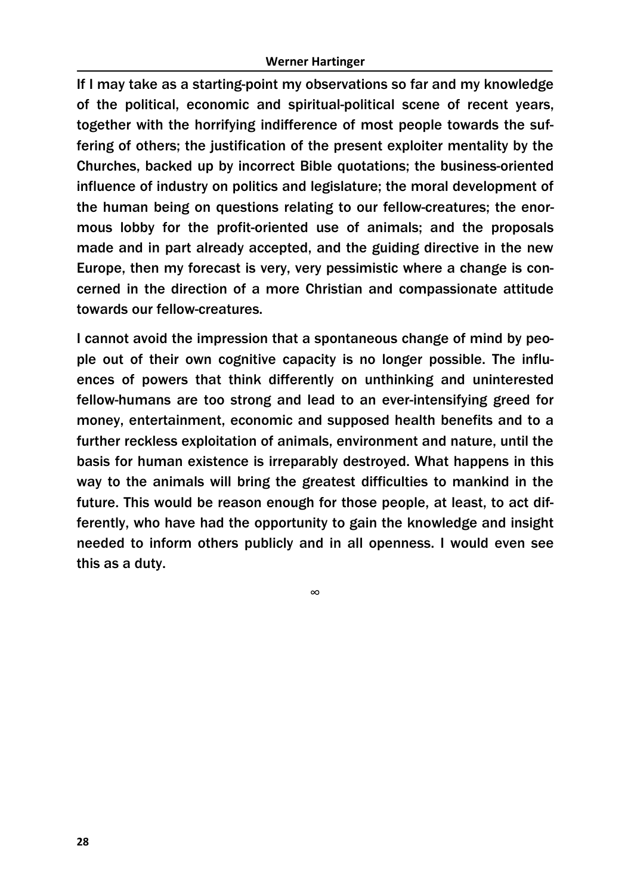If I may take as a starting-point my observations so far and my knowledge of the political, economic and spiritual-political scene of recent years, together with the horrifying indifference of most people towards the suffering of others; the justification of the present exploiter mentality by the Churches, backed up by incorrect Bible quotations; the business-oriented influence of industry on politics and legislature; the moral development of the human being on questions relating to our fellow-creatures; the enormous lobby for the profit-oriented use of animals; and the proposals made and in part already accepted, and the guiding directive in the new Europe, then my forecast is very, very pessimistic where a change is concerned in the direction of a more Christian and compassionate attitude towards our fellow-creatures.

I cannot avoid the impression that a spontaneous change of mind by people out of their own cognitive capacity is no longer possible. The influences of powers that think differently on unthinking and uninterested fellow-humans are too strong and lead to an ever-intensifying greed for money, entertainment, economic and supposed health benefits and to a further reckless exploitation of animals, environment and nature, until the basis for human existence is irreparably destroyed. What happens in this way to the animals will bring the greatest difficulties to mankind in the future. This would be reason enough for those people, at least, to act differently, who have had the opportunity to gain the knowledge and insight needed to inform others publicly and in all openness. I would even see this as a duty.

∞